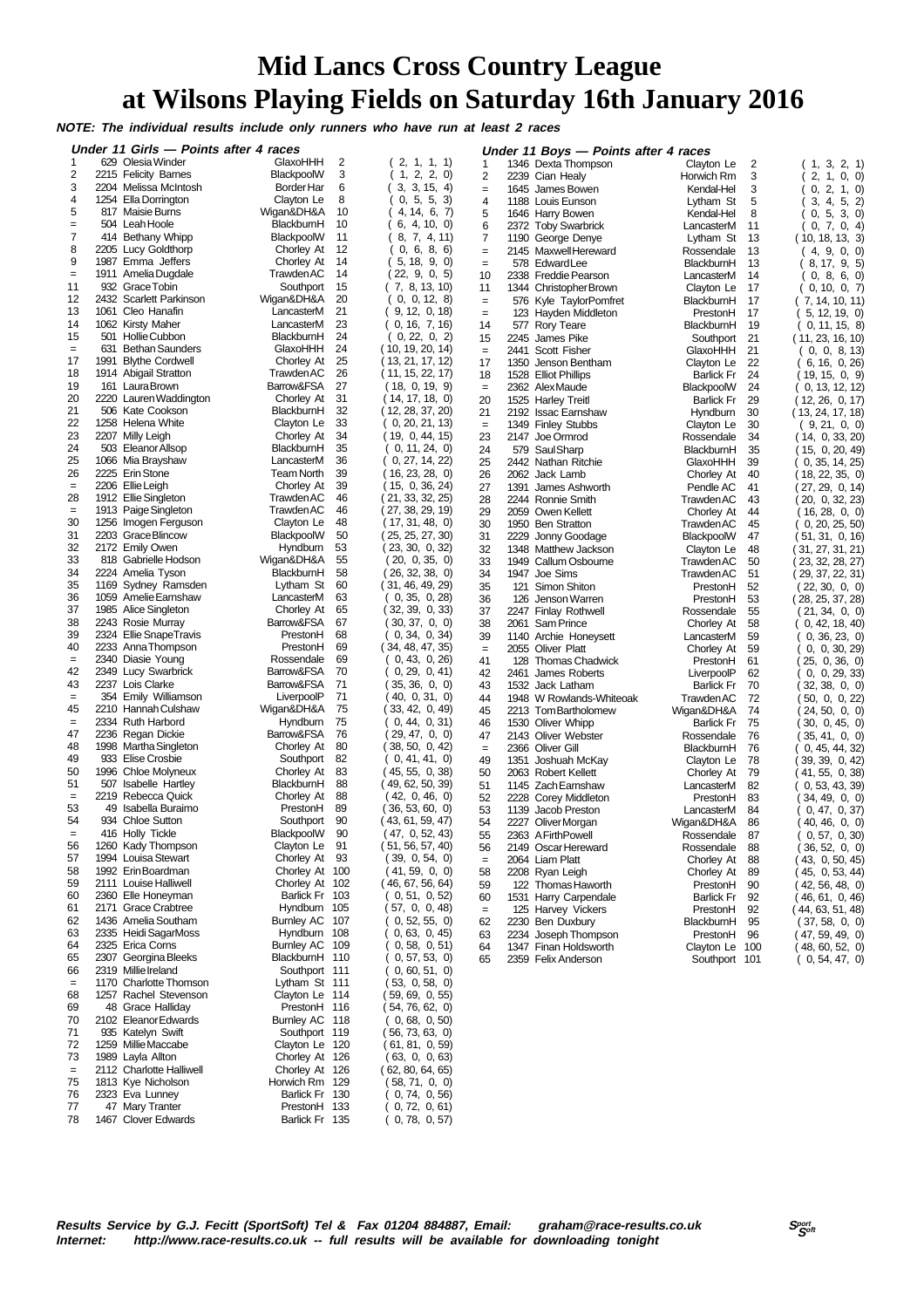# Mid Lancs Cross Country League at Wilsons Playing Fields on Saturday 16th January 2016

***NOTE: The individual results include only runners who have run at least 2 races***

### Under 11 Girls — Points after 4 races

| Pos | No | Name | Club | Points | Races |
|---|---|---|---|---|---|
| 1 | 629 | Olesia Winder | GlaxoHHH | 2 | ( 2, 1, 1, 1) |
| 2 | 2215 | Felicity Barnes | BlackpoolW | 3 | ( 1, 2, 2, 0) |
| 3 | 2204 | Melissa McIntosh | Border Har | 6 | ( 3, 3, 15, 4) |
| 4 | 1254 | Ella Dorrington | Clayton Le | 8 | ( 0, 5, 5, 3) |
| 5 | 817 | Maisie Burns | Wigan&DH&A | 10 | ( 4, 14, 6, 7) |
| = | 504 | Leah Hoole | BlackburnH | 10 | ( 6, 4, 10, 0) |
| 7 | 414 | Bethany Whipp | BlackpoolW | 11 | ( 8, 7, 4, 11) |
| 8 | 2205 | Lucy Goldthorp | Chorley At | 12 | ( 0, 6, 8, 6) |
| 9 | 1987 | Emma Jeffers | Chorley At | 14 | ( 5, 18, 9, 0) |
| = | 1911 | Amelia Dugdale | Trawden AC | 14 | ( 22, 9, 0, 5) |
| 11 | 932 | Grace Tobin | Southport | 15 | ( 7, 8, 13, 10) |
| 12 | 2432 | Scarlett Parkinson | Wigan&DH&A | 20 | ( 0, 0, 12, 8) |
| 13 | 1061 | Cleo Hanafin | LancasterM | 21 | ( 9, 12, 0, 18) |
| 14 | 1062 | Kirsty Maher | LancasterM | 23 | ( 0, 16, 7, 16) |
| 15 | 501 | Hollie Cubbon | BlackburnH | 24 | ( 0, 22, 0, 2) |
| = | 631 | Bethan Saunders | GlaxoHHH | 24 | ( 10, 19, 20, 14) |
| 17 | 1991 | Blythe Cordwell | Chorley At | 25 | ( 13, 21, 17, 12) |
| 18 | 1914 | Abigail Stratton | Trawden AC | 26 | ( 11, 15, 22, 17) |
| 19 | 161 | Laura Brown | Barrow&FSA | 27 | ( 18, 0, 19, 9) |
| 20 | 2220 | Lauren Waddington | Chorley At | 31 | ( 14, 17, 18, 0) |
| 21 | 506 | Kate Cookson | BlackburnH | 32 | ( 12, 28, 37, 20) |
| 22 | 1258 | Helena White | Clayton Le | 33 | ( 0, 20, 21, 13) |
| 23 | 2207 | Milly Leigh | Chorley At | 34 | ( 19, 0, 44, 15) |
| 24 | 503 | Eleanor Allsop | BlackburnH | 35 | ( 0, 11, 24, 0) |
| 25 | 1066 | Mia Brayshaw | LancasterM | 36 | ( 0, 27, 14, 22) |
| 26 | 2225 | Erin Stone | Team North | 39 | ( 16, 23, 28, 0) |
| = | 2206 | Ellie Leigh | Chorley At | 39 | ( 15, 0, 36, 24) |
| 28 | 1912 | Ellie Singleton | Trawden AC | 46 | ( 21, 33, 32, 25) |
| = | 1913 | Paige Singleton | Trawden AC | 46 | ( 27, 38, 29, 19) |
| 30 | 1256 | Imogen Ferguson | Clayton Le | 48 | ( 17, 31, 48, 0) |
| 31 | 2203 | Grace Blincow | BlackpoolW | 50 | ( 25, 25, 27, 30) |
| 32 | 2172 | Emily Owen | Hyndburn | 53 | ( 23, 30, 0, 32) |
| 33 | 818 | Gabrielle Hodson | Wigan&DH&A | 55 | ( 20, 0, 35, 0) |
| 34 | 2224 | Amelia Tyson | BlackburnH | 58 | ( 26, 32, 38, 0) |
| 35 | 1169 | Sydney Ramsden | Lytham St | 60 | ( 31, 46, 49, 29) |
| 36 | 1059 | Amelie Earnshaw | LancasterM | 63 | ( 0, 35, 0, 28) |
| 37 | 1985 | Alice Singleton | Chorley At | 65 | ( 32, 39, 0, 33) |
| 38 | 2243 | Rosie Murray | Barrow&FSA | 67 | ( 30, 37, 0, 0) |
| 39 | 2324 | Ellie Snape Travis | PrestonH | 68 | ( 0, 34, 0, 34) |
| 40 | 2233 | Anna Thompson | PrestonH | 69 | ( 34, 48, 47, 35) |
| = | 2340 | Diasie Young | Rossendale | 69 | ( 0, 43, 0, 26) |
| 42 | 2349 | Lucy Swarbrick | Barrow&FSA | 70 | ( 0, 29, 0, 41) |
| 43 | 2237 | Lois Clarke | Barrow&FSA | 71 | ( 35, 36, 0, 0) |
| = | 354 | Emily Williamson | LiverpoolP | 71 | ( 40, 0, 31, 0) |
| 45 | 2210 | Hannah Culshaw | Wigan&DH&A | 75 | ( 33, 42, 0, 49) |
| = | 2334 | Ruth Harbord | Hyndburn | 75 | ( 0, 44, 0, 31) |
| 47 | 2236 | Regan Dickie | Barrow&FSA | 76 | ( 29, 47, 0, 0) |
| 48 | 1998 | Martha Singleton | Chorley At | 80 | ( 38, 50, 0, 42) |
| 49 | 933 | Elise Crosbie | Southport | 82 | ( 0, 41, 41, 0) |
| 50 | 1996 | Chloe Molyneux | Chorley At | 83 | ( 45, 55, 0, 38) |
| 51 | 507 | Isabelle Hartley | BlackburnH | 88 | ( 49, 62, 50, 39) |
| = | 2219 | Rebecca Quick | Chorley At | 88 | ( 42, 0, 46, 0) |
| 53 | 49 | Isabella Buraimo | PrestonH | 89 | ( 36, 53, 60, 0) |
| 54 | 934 | Chloe Sutton | Southport | 90 | ( 43, 61, 59, 47) |
| = | 416 | Holly Tickle | BlackpoolW | 90 | ( 47, 0, 52, 43) |
| 56 | 1260 | Kady Thompson | Clayton Le | 91 | ( 51, 56, 57, 40) |
| 57 | 1994 | Louisa Stewart | Chorley At | 93 | ( 39, 0, 54, 0) |
| 58 | 1992 | Erin Boardman | Chorley At | 100 | ( 41, 59, 0, 0) |
| 59 | 2111 | Louise Halliwell | Chorley At | 102 | ( 46, 67, 56, 64) |
| 60 | 2360 | Elle Honeyman | Barlick Fr | 103 | ( 0, 51, 0, 52) |
| 61 | 2171 | Grace Crabtree | Hyndburn | 105 | ( 57, 0, 0, 48) |
| 62 | 1436 | Amelia Southam | Burnley AC | 107 | ( 0, 52, 55, 0) |
| 63 | 2335 | Heidi Sagar Moss | Hyndburn | 108 | ( 0, 63, 0, 45) |
| 64 | 2325 | Erica Corns | Burnley AC | 109 | ( 0, 58, 0, 51) |
| 65 | 2307 | Georgina Bleeks | BlackburnH | 110 | ( 0, 57, 53, 0) |
| 66 | 2319 | Millie Ireland | Southport | 111 | ( 0, 60, 51, 0) |
| = | 1170 | Charlotte Thomson | Lytham St | 111 | ( 53, 0, 58, 0) |
| 68 | 1257 | Rachel Stevenson | Clayton Le | 114 | ( 59, 69, 0, 55) |
| 69 | 48 | Grace Halliday | PrestonH | 116 | ( 54, 76, 62, 0) |
| 70 | 2102 | Eleanor Edwards | Burnley AC | 118 | ( 0, 68, 0, 50) |
| 71 | 935 | Katelyn Swift | Southport | 119 | ( 56, 73, 63, 0) |
| 72 | 1259 | Millie Maccabe | Clayton Le | 120 | ( 61, 81, 0, 59) |
| 73 | 1989 | Layla Allton | Chorley At | 126 | ( 63, 0, 0, 63) |
| = | 2112 | Charlotte Halliwell | Chorley At | 126 | ( 62, 80, 64, 65) |
| 75 | 1813 | Kye Nicholson | Horwich Rm | 129 | ( 58, 71, 0, 0) |
| 76 | 2323 | Eva Lunney | Barlick Fr | 130 | ( 0, 74, 0, 56) |
| 77 | 47 | Mary Tranter | PrestonH | 133 | ( 0, 72, 0, 61) |
| 78 | 1467 | Clover Edwards | Barlick Fr | 135 | ( 0, 78, 0, 57) |

### Under 11 Boys — Points after 4 races

| Pos | No | Name | Club | Points | Races |
|---|---|---|---|---|---|
| 1 | 1346 | Dexta Thompson | Clayton Le | 2 | ( 1, 3, 2, 1) |
| 2 | 2239 | Cian Healy | Horwich Rm | 3 | ( 2, 1, 0, 0) |
| = | 1645 | James Bowen | Kendal-Hel | 3 | ( 0, 2, 1, 0) |
| 4 | 1188 | Louis Eunson | Lytham St | 5 | ( 3, 4, 5, 2) |
| 5 | 1646 | Harry Bowen | Kendal-Hel | 8 | ( 0, 5, 3, 0) |
| 6 | 2372 | Toby Swarbrick | LancasterM | 11 | ( 0, 7, 0, 4) |
| 7 | 1190 | George Denye | Lytham St | 13 | ( 10, 18, 13, 3) |
| = | 2145 | Maxwell Hereward | Rossendale | 13 | ( 4, 9, 0, 0) |
| = | 578 | Edward Lee | BlackburnH | 13 | ( 8, 17, 9, 5) |
| 10 | 2338 | Freddie Pearson | LancasterM | 14 | ( 0, 8, 6, 0) |
| 11 | 1344 | Christopher Brown | Clayton Le | 17 | ( 0, 10, 0, 7) |
| = | 576 | Kyle Taylor Pomfret | BlackburnH | 17 | ( 7, 14, 10, 11) |
| = | 123 | Hayden Middleton | PrestonH | 17 | ( 5, 12, 19, 0) |
| 14 | 577 | Rory Teare | BlackburnH | 19 | ( 0, 11, 15, 8) |
| 15 | 2245 | James Pike | Southport | 21 | ( 11, 23, 16, 10) |
| = | 2441 | Scott Fisher | GlaxoHHH | 21 | ( 0, 0, 8, 13) |
| 17 | 1350 | Jenson Bentham | Clayton Le | 22 | ( 6, 16, 0, 26) |
| 18 | 1528 | Elliot Phillips | Barlick Fr | 24 | ( 19, 15, 0, 9) |
| = | 2362 | Alex Maude | BlackpoolW | 24 | ( 0, 13, 12, 12) |
| 20 | 1525 | Harley Treitl | Barlick Fr | 29 | ( 12, 26, 0, 17) |
| 21 | 2192 | Issac Earnshaw | Hyndburn | 30 | ( 13, 24, 17, 18) |
| = | 1349 | Finley Stubbs | Clayton Le | 30 | ( 9, 21, 0, 0) |
| 23 | 2147 | Joe Ormrod | Rossendale | 34 | ( 14, 0, 33, 20) |
| 24 | 579 | Saul Sharp | BlackburnH | 35 | ( 15, 0, 20, 49) |
| 25 | 2442 | Nathan Ritchie | GlaxoHHH | 39 | ( 0, 35, 14, 25) |
| 26 | 2062 | Jack Lamb | Chorley At | 40 | ( 18, 22, 35, 0) |
| 27 | 1391 | James Ashworth | Pendle AC | 41 | ( 27, 29, 0, 14) |
| 28 | 2244 | Ronnie Smith | Trawden AC | 43 | ( 20, 0, 32, 23) |
| 29 | 2059 | Owen Kellett | Chorley At | 44 | ( 16, 28, 0, 0) |
| 30 | 1950 | Ben Stratton | Trawden AC | 45 | ( 0, 20, 25, 50) |
| 31 | 2229 | Jonny Goodage | BlackpoolW | 47 | ( 51, 31, 0, 16) |
| 32 | 1348 | Matthew Jackson | Clayton Le | 48 | ( 31, 27, 31, 21) |
| 33 | 1949 | Callum Osbourne | Trawden AC | 50 | ( 23, 32, 28, 27) |
| 34 | 1947 | Joe Sims | Trawden AC | 51 | ( 29, 37, 22, 31) |
| 35 | 121 | Simon Shiton | PrestonH | 52 | ( 22, 30, 0, 0) |
| 36 | 126 | Jenson Warren | PrestonH | 53 | ( 28, 25, 37, 28) |
| 37 | 2247 | Finlay Rothwell | Rossendale | 55 | ( 21, 34, 0, 0) |
| 38 | 2061 | Sam Prince | Chorley At | 58 | ( 0, 42, 18, 40) |
| 39 | 1140 | Archie Honeysett | LancasterM | 59 | ( 0, 36, 23, 0) |
| = | 2055 | Oliver Platt | Chorley At | 59 | ( 0, 0, 30, 29) |
| 41 | 128 | Thomas Chadwick | PrestonH | 61 | ( 25, 0, 36, 0) |
| 42 | 2461 | James Roberts | LiverpoolP | 62 | ( 0, 0, 29, 33) |
| 43 | 1532 | Jack Latham | Barlick Fr | 70 | ( 32, 38, 0, 0) |
| 44 | 1948 | W Rowlands-Whiteoak | Trawden AC | 72 | ( 50, 0, 0, 22) |
| 45 | 2213 | Tom Bartholomew | Wigan&DH&A | 74 | ( 24, 50, 0, 0) |
| 46 | 1530 | Oliver Whipp | Barlick Fr | 75 | ( 30, 0, 45, 0) |
| 47 | 2143 | Oliver Webster | Rossendale | 76 | ( 35, 41, 0, 0) |
| = | 2366 | Oliver Gill | BlackburnH | 76 | ( 0, 45, 44, 32) |
| 49 | 1351 | Joshuah McKay | Clayton Le | 78 | ( 39, 39, 0, 42) |
| 50 | 2063 | Robert Kellett | Chorley At | 79 | ( 41, 55, 0, 38) |
| 51 | 1145 | Zach Earnshaw | LancasterM | 82 | ( 0, 53, 43, 39) |
| 52 | 2228 | Corey Middleton | PrestonH | 83 | ( 34, 49, 0, 0) |
| 53 | 1139 | Jacob Preston | LancasterM | 84 | ( 0, 47, 0, 37) |
| 54 | 2227 | Oliver Morgan | Wigan&DH&A | 86 | ( 40, 46, 0, 0) |
| 55 | 2363 | A Firth Powell | Rossendale | 87 | ( 0, 57, 0, 30) |
| 56 | 2149 | Oscar Hereward | Rossendale | 88 | ( 36, 52, 0, 0) |
| = | 2064 | Liam Platt | Chorley At | 88 | ( 43, 0, 50, 45) |
| 58 | 2208 | Ryan Leigh | Chorley At | 89 | ( 45, 0, 53, 44) |
| 59 | 122 | Thomas Haworth | PrestonH | 90 | ( 42, 56, 48, 0) |
| 60 | 1531 | Harry Carpendale | Barlick Fr | 92 | ( 46, 61, 0, 46) |
| = | 125 | Harvey Vickers | PrestonH | 92 | ( 44, 63, 51, 48) |
| 62 | 2230 | Ben Duxbury | BlackburnH | 95 | ( 37, 58, 0, 0) |
| 63 | 2234 | Joseph Thompson | PrestonH | 96 | ( 47, 59, 49, 0) |
| 64 | 1347 | Finan Holdsworth | Clayton Le | 100 | ( 48, 60, 52, 0) |
| 65 | 2359 | Felix Anderson | Southport | 101 | ( 0, 54, 47, 0) |

***Results Service by G.J. Fecitt (SportSoft) Tel & Fax 01204 884887, Email: graham@race-results.co.uk***
***Internet: http://www.race-results.co.uk -- full results will be available for downloading tonight***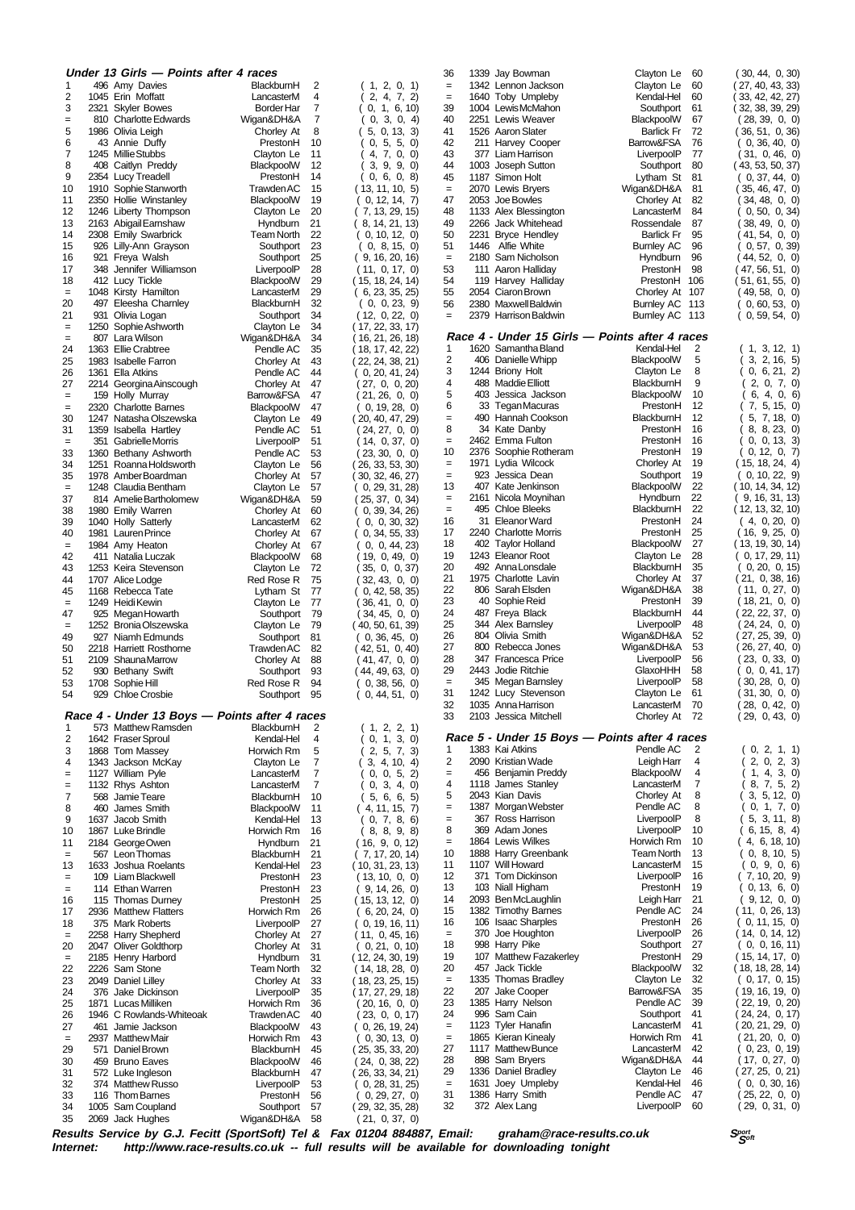### Under 13 Girls — Points after 4 races

| Pos | No | Name | Club | Pts | Races |
|---|---|---|---|---|---|
| 1 | 496 | Amy Davies | BlackburnH | 2 | ( 1, 2, 0, 1) |
| 2 | 1045 | Erin Moffatt | LancasterM | 4 | ( 2, 4, 7, 2) |
| 3 | 2321 | Skyler Bowes | Border Har | 7 | ( 0, 1, 6, 10) |
| = | 810 | Charlotte Edwards | Wigan&DH&A | 7 | ( 0, 3, 0, 4) |
| 5 | 1986 | Olivia Leigh | Chorley At | 8 | ( 5, 0, 13, 3) |
| 6 | 43 | Annie Duffy | PrestonH | 10 | ( 0, 5, 5, 0) |
| 7 | 1245 | Millie Stubbs | Clayton Le | 11 | ( 4, 7, 0, 0) |
| 8 | 408 | Caitlyn Preddy | BlackpoolW | 12 | ( 3, 9, 9, 0) |
| 9 | 2354 | Lucy Treadell | PrestonH | 14 | ( 0, 6, 0, 8) |
| 10 | 1910 | Sophie Stanworth | Trawden AC | 15 | ( 13, 11, 10, 5) |
| 11 | 2350 | Hollie Winstanley | BlackpoolW | 19 | ( 0, 12, 14, 7) |
| 12 | 1246 | Liberty Thompson | Clayton Le | 20 | ( 7, 13, 29, 15) |
| 13 | 2163 | Abigail Earnshaw | Hyndburn | 21 | ( 8, 14, 21, 13) |
| 14 | 2308 | Emily Swarbrick | Team North | 22 | ( 0, 10, 12, 0) |
| 15 | 926 | Lilly-Ann Grayson | Southport | 23 | ( 0, 8, 15, 0) |
| 16 | 921 | Freya Walsh | Southport | 25 | ( 9, 16, 20, 16) |
| 17 | 348 | Jennifer Williamson | LiverpoolP | 28 | ( 11, 0, 17, 0) |
| 18 | 412 | Lucy Tickle | BlackpoolW | 29 | ( 15, 18, 24, 14) |
| = | 1048 | Kirsty Hamilton | LancasterM | 29 | ( 6, 23, 35, 25) |
| 20 | 497 | Eleesha Charnley | BlackburnH | 32 | ( 0, 0, 23, 9) |
| 21 | 931 | Olivia Logan | Southport | 34 | ( 12, 0, 22, 0) |
| = | 1250 | Sophie Ashworth | Clayton Le | 34 | ( 17, 22, 33, 17) |
| = | 807 | Lara Wilson | Wigan&DH&A | 34 | ( 16, 21, 26, 18) |
| 24 | 1363 | Ellie Crabtree | Pendle AC | 35 | ( 18, 17, 42, 22) |
| 25 | 1983 | Isabelle Farron | Chorley At | 43 | ( 22, 24, 38, 21) |
| 26 | 1361 | Ella Atkins | Pendle AC | 44 | ( 0, 20, 41, 24) |
| 27 | 2214 | Georgina Ainscough | Chorley At | 47 | ( 27, 0, 0, 20) |
| = | 159 | Holly Murray | Barrow&FSA | 47 | ( 21, 26, 0, 0) |
| = | 2320 | Charlotte Barnes | BlackpoolW | 47 | ( 0, 19, 28, 0) |
| 30 | 1247 | Natasha Olszewska | Clayton Le | 49 | ( 20, 40, 47, 29) |
| 31 | 1359 | Isabella Hartley | Pendle AC | 51 | ( 24, 27, 0, 0) |
| = | 351 | Gabrielle Morris | LiverpoolP | 51 | ( 14, 0, 37, 0) |
| 33 | 1360 | Bethany Ashworth | Pendle AC | 53 | ( 23, 30, 0, 0) |
| 34 | 1251 | Roanna Holdsworth | Clayton Le | 56 | ( 26, 33, 53, 30) |
| 35 | 1978 | Amber Boardman | Chorley At | 57 | ( 30, 32, 46, 27) |
| = | 1248 | Claudia Bentham | Clayton Le | 57 | ( 0, 29, 31, 28) |
| 37 | 814 | Amelie Bartholomew | Wigan&DH&A | 59 | ( 25, 37, 0, 34) |
| 38 | 1980 | Emily Warren | Chorley At | 60 | ( 0, 39, 34, 26) |
| 39 | 1040 | Holly Satterly | LancasterM | 62 | ( 0, 0, 30, 32) |
| 40 | 1981 | Lauren Prince | Chorley At | 67 | ( 0, 34, 55, 33) |
| = | 1984 | Amy Heaton | Chorley At | 67 | ( 0, 0, 44, 23) |
| 42 | 411 | Natalia Luczak | BlackpoolW | 68 | ( 19, 0, 49, 0) |
| 43 | 1253 | Keira Stevenson | Clayton Le | 72 | ( 35, 0, 0, 37) |
| 44 | 1707 | Alice Lodge | Red Rose R | 75 | ( 32, 43, 0, 0) |
| 45 | 1168 | Rebecca Tate | Lytham St | 77 | ( 0, 42, 58, 35) |
| = | 1249 | Heidi Kewin | Clayton Le | 77 | ( 36, 41, 0, 0) |
| 47 | 925 | Megan Howarth | Southport | 79 | ( 34, 45, 0, 0) |
| = | 1252 | Bronia Olszewska | Clayton Le | 79 | ( 40, 50, 61, 39) |
| 49 | 927 | Niamh Edmunds | Southport | 81 | ( 0, 36, 45, 0) |
| 50 | 2218 | Harriett Rosthorne | Trawden AC | 82 | ( 42, 51, 0, 40) |
| 51 | 2109 | Shauna Marrow | Chorley At | 88 | ( 41, 47, 0, 0) |
| 52 | 930 | Bethany Swift | Southport | 93 | ( 44, 49, 63, 0) |
| 53 | 1708 | Sophie Hill | Red Rose R | 94 | ( 0, 38, 56, 0) |
| 54 | 929 | Chloe Crosbie | Southport | 95 | ( 0, 44, 51, 0) |

### Race 4 - Under 13 Boys — Points after 4 races

| Pos | No | Name | Club | Pts | Races |
|---|---|---|---|---|---|
| 1 | 573 | Matthew Ramsden | BlackburnH | 2 | ( 1, 2, 2, 1) |
| 2 | 1642 | Fraser Sproul | Kendal-Hel | 4 | ( 0, 1, 3, 0) |
| 3 | 1868 | Tom Massey | Horwich Rm | 5 | ( 2, 5, 7, 3) |
| 4 | 1343 | Jackson McKay | Clayton Le | 7 | ( 3, 4, 10, 4) |
| = | 1127 | William Pyle | LancasterM | 7 | ( 0, 0, 5, 2) |
| = | 1132 | Rhys Ashton | LancasterM | 7 | ( 0, 3, 4, 0) |
| 7 | 568 | Jamie Teare | BlackburnH | 10 | ( 5, 6, 6, 5) |
| 8 | 460 | James Smith | BlackpoolW | 11 | ( 4, 11, 15, 7) |
| 9 | 1637 | Jacob Smith | Kendal-Hel | 13 | ( 0, 7, 8, 6) |
| 10 | 1867 | Luke Brindle | Horwich Rm | 16 | ( 8, 8, 9, 8) |
| 11 | 2184 | George Owen | Hyndburn | 21 | ( 16, 9, 0, 12) |
| = | 567 | Leon Thomas | BlackburnH | 21 | ( 7, 17, 20, 14) |
| 13 | 1633 | Joshua Roelants | Kendal-Hel | 23 | ( 10, 31, 23, 13) |
| = | 109 | Liam Blackwell | PrestonH | 23 | ( 13, 10, 0, 0) |
| = | 114 | Ethan Warren | PrestonH | 23 | ( 9, 14, 26, 0) |
| 16 | 115 | Thomas Durney | PrestonH | 25 | ( 15, 13, 12, 0) |
| 17 | 2936 | Matthew Flatters | Horwich Rm | 26 | ( 6, 20, 24, 0) |
| 18 | 375 | Mark Roberts | LiverpoolP | 27 | ( 0, 19, 16, 11) |
| = | 2258 | Harry Shepherd | Chorley At | 27 | ( 11, 0, 45, 16) |
| 20 | 2047 | Oliver Goldthorp | Chorley At | 31 | ( 0, 21, 0, 10) |
| = | 2185 | Henry Harbord | Hyndburn | 31 | ( 12, 24, 30, 19) |
| 22 | 2226 | Sam Stone | Team North | 32 | ( 14, 18, 28, 0) |
| 23 | 2049 | Daniel Lilley | Chorley At | 33 | ( 18, 23, 25, 15) |
| 24 | 376 | Jake Dickinson | LiverpoolP | 35 | ( 17, 27, 29, 18) |
| 25 | 1871 | Lucas Milliken | Horwich Rm | 36 | ( 20, 16, 0, 0) |
| 26 | 1946 | C Rowlands-Whiteoak | Trawden AC | 40 | ( 23, 0, 0, 17) |
| 27 | 461 | Jamie Jackson | BlackpoolW | 43 | ( 0, 26, 19, 24) |
| = | 2937 | Matthew Mair | Horwich Rm | 43 | ( 0, 30, 13, 0) |
| 29 | 571 | Daniel Brown | BlackburnH | 45 | ( 25, 35, 33, 20) |
| 30 | 459 | Bruno Eaves | BlackpoolW | 46 | ( 24, 0, 38, 22) |
| 31 | 572 | Luke Ingleson | BlackburnH | 47 | ( 26, 33, 34, 21) |
| 32 | 374 | Matthew Russo | LiverpoolP | 53 | ( 0, 28, 31, 25) |
| 33 | 116 | Thom Barnes | PrestonH | 56 | ( 0, 29, 27, 0) |
| 34 | 1005 | Sam Coupland | Southport | 57 | ( 29, 32, 35, 28) |
| 35 | 2069 | Jack Hughes | Wigan&DH&A | 58 | ( 21, 0, 37, 0) |
| 36 | 1339 | Jay Bowman | Clayton Le | 60 | ( 30, 44, 0, 30) |
| = | 1342 | Lennon Jackson | Clayton Le | 60 | ( 27, 40, 43, 33) |
| = | 1640 | Toby Umpleby | Kendal-Hel | 60 | ( 33, 42, 42, 27) |
| 39 | 1004 | Lewis McMahon | Southport | 61 | ( 32, 38, 39, 29) |
| 40 | 2251 | Lewis Weaver | BlackpoolW | 67 | ( 28, 39, 0, 0) |
| 41 | 1526 | Aaron Slater | Barlick Fr | 72 | ( 36, 51, 0, 36) |
| 42 | 211 | Harvey Cooper | Barrow&FSA | 76 | ( 0, 36, 40, 0) |
| 43 | 377 | Liam Harrison | LiverpoolP | 77 | ( 31, 0, 46, 0) |
| 44 | 1003 | Joseph Sutton | Southport | 80 | ( 43, 53, 50, 37) |
| 45 | 1187 | Simon Holt | Lytham St | 81 | ( 0, 37, 44, 0) |
| = | 2070 | Lewis Bryers | Wigan&DH&A | 81 | ( 35, 46, 47, 0) |
| 47 | 2053 | Joe Bowles | Chorley At | 82 | ( 34, 48, 0, 0) |
| 48 | 1133 | Alex Blessington | LancasterM | 84 | ( 0, 50, 0, 34) |
| 49 | 2266 | Jack Whitehead | Rossendale | 87 | ( 38, 49, 0, 0) |
| 50 | 2231 | Bryce Hendley | Barlick Fr | 95 | ( 41, 54, 0, 0) |
| 51 | 1446 | Alfie White | Burnley AC | 96 | ( 0, 57, 0, 39) |
| = | 2180 | Sam Nicholson | Hyndburn | 96 | ( 44, 52, 0, 0) |
| 53 | 111 | Aaron Halliday | PrestonH | 98 | ( 47, 56, 51, 0) |
| 54 | 119 | Harvey Halliday | PrestonH | 106 | ( 51, 61, 55, 0) |
| 55 | 2054 | Ciaron Brown | Chorley At | 107 | ( 49, 58, 0, 0) |
| 56 | 2380 | Maxwell Baldwin | Burnley AC | 113 | ( 0, 60, 53, 0) |
| = | 2379 | Harrison Baldwin | Burnley AC | 113 | ( 0, 59, 54, 0) |

### Race 4 - Under 15 Girls — Points after 4 races

| Pos | No | Name | Club | Pts | Races |
|---|---|---|---|---|---|
| 1 | 1620 | Samantha Bland | Kendal-Hel | 2 | ( 1, 3, 12, 1) |
| 2 | 406 | Danielle Whipp | BlackpoolW | 5 | ( 3, 2, 16, 5) |
| 3 | 1244 | Briony Holt | Clayton Le | 8 | ( 0, 6, 21, 2) |
| 4 | 488 | Maddie Elliott | BlackburnH | 9 | ( 2, 0, 7, 0) |
| 5 | 403 | Jessica Jackson | BlackpoolW | 10 | ( 6, 4, 0, 6) |
| 6 | 33 | Tegan Macuras | PrestonH | 12 | ( 7, 5, 15, 0) |
| = | 490 | Hannah Cookson | BlackburnH | 12 | ( 5, 7, 18, 0) |
| 8 | 34 | Kate Danby | PrestonH | 16 | ( 8, 8, 23, 0) |
| = | 2462 | Emma Fulton | PrestonH | 16 | ( 0, 0, 13, 3) |
| 10 | 2376 | Soophie Rotheram | PrestonH | 19 | ( 0, 12, 0, 7) |
| = | 1971 | Lydia Wilcock | Chorley At | 19 | ( 15, 18, 24, 4) |
| = | 923 | Jessica Dean | Southport | 19 | ( 0, 10, 22, 9) |
| 13 | 407 | Kate Jenkinson | BlackpoolW | 22 | ( 10, 14, 34, 12) |
| = | 2161 | Nicola Moynihan | Hyndburn | 22 | ( 9, 16, 31, 13) |
| = | 495 | Chloe Bleeks | BlackburnH | 22 | ( 12, 13, 32, 10) |
| 16 | 31 | Eleanor Ward | PrestonH | 24 | ( 4, 0, 20, 0) |
| 17 | 2240 | Charlotte Morris | PrestonH | 25 | ( 16, 9, 25, 0) |
| 18 | 402 | Taylor Holland | BlackpoolW | 27 | ( 13, 19, 30, 14) |
| 19 | 1243 | Eleanor Root | Clayton Le | 28 | ( 0, 17, 29, 11) |
| 20 | 492 | Anna Lonsdale | BlackburnH | 35 | ( 0, 20, 0, 15) |
| 21 | 1975 | Charlotte Lavin | Chorley At | 37 | ( 21, 0, 38, 16) |
| 22 | 806 | Sarah Elsden | Wigan&DH&A | 38 | ( 11, 0, 27, 0) |
| 23 | 40 | Sophie Reid | PrestonH | 39 | ( 18, 21, 0, 0) |
| 24 | 487 | Freya Black | BlackburnH | 44 | ( 22, 22, 37, 0) |
| 25 | 344 | Alex Barnsley | LiverpoolP | 48 | ( 24, 24, 0, 0) |
| 26 | 804 | Olivia Smith | Wigan&DH&A | 52 | ( 27, 25, 39, 0) |
| 27 | 800 | Rebecca Jones | Wigan&DH&A | 53 | ( 26, 27, 40, 0) |
| 28 | 347 | Francesca Price | LiverpoolP | 56 | ( 23, 0, 33, 0) |
| 29 | 2443 | Jodie Ritchie | GlaxoHHH | 58 | ( 0, 0, 41, 17) |
| = | 345 | Megan Barnsley | LiverpoolP | 58 | ( 30, 28, 0, 0) |
| 31 | 1242 | Lucy Stevenson | Clayton Le | 61 | ( 31, 30, 0, 0) |
| 32 | 1035 | Anna Harrison | LancasterM | 70 | ( 28, 0, 42, 0) |
| 33 | 2103 | Jessica Mitchell | Chorley At | 72 | ( 29, 0, 43, 0) |

### Race 5 - Under 15 Boys — Points after 4 races

| Pos | No | Name | Club | Pts | Races |
|---|---|---|---|---|---|
| 1 | 1383 | Kai Atkins | Pendle AC | 2 | ( 0, 2, 1, 1) |
| 2 | 2090 | Kristian Wade | Leigh Harr | 4 | ( 2, 0, 2, 3) |
| = | 456 | Benjamin Preddy | BlackpoolW | 4 | ( 1, 4, 3, 0) |
| 4 | 1118 | James Stanley | LancasterM | 7 | ( 8, 7, 5, 2) |
| 5 | 2043 | Kian Davis | Chorley At | 8 | ( 3, 5, 12, 0) |
| = | 1387 | Morgan Webster | Pendle AC | 8 | ( 0, 1, 7, 0) |
| = | 367 | Ross Harrison | LiverpoolP | 8 | ( 5, 3, 11, 8) |
| 8 | 369 | Adam Jones | LiverpoolP | 10 | ( 6, 15, 8, 4) |
| = | 1864 | Lewis Wilkes | Horwich Rm | 10 | ( 4, 6, 18, 10) |
| 10 | 1888 | Harry Greenbank | Team North | 13 | ( 0, 8, 10, 5) |
| 11 | 1107 | Will Howard | LancasterM | 15 | ( 0, 9, 0, 6) |
| 12 | 371 | Tom Dickinson | LiverpoolP | 16 | ( 7, 10, 20, 9) |
| 13 | 103 | Niall Higham | PrestonH | 19 | ( 0, 13, 6, 0) |
| 14 | 2093 | Ben McLaughlin | Leigh Harr | 21 | ( 9, 12, 0, 0) |
| 15 | 1382 | Timothy Barnes | Pendle AC | 24 | ( 11, 0, 26, 13) |
| 16 | 106 | Isaac Sharples | PrestonH | 26 | ( 0, 11, 15, 0) |
| = | 370 | Joe Houghton | LiverpoolP | 26 | ( 14, 0, 14, 12) |
| 18 | 998 | Harry Pike | Southport | 27 | ( 0, 0, 16, 11) |
| 19 | 107 | Matthew Fazakerley | PrestonH | 29 | ( 15, 14, 17, 0) |
| 20 | 457 | Jack Tickle | BlackpoolW | 32 | ( 18, 18, 28, 14) |
| = | 1335 | Thomas Bradley | Clayton Le | 32 | ( 0, 17, 0, 15) |
| 22 | 207 | Jake Cooper | Barrow&FSA | 35 | ( 19, 16, 19, 0) |
| 23 | 1385 | Harry Nelson | Pendle AC | 39 | ( 22, 19, 0, 20) |
| 24 | 996 | Sam Cain | Southport | 41 | ( 24, 24, 0, 17) |
| = | 1123 | Tyler Hanafin | LancasterM | 41 | ( 20, 21, 29, 0) |
| = | 1865 | Kieran Kinealy | Horwich Rm | 41 | ( 21, 20, 0, 0) |
| 27 | 1117 | Matthew Bunce | LancasterM | 42 | ( 0, 23, 0, 19) |
| 28 | 898 | Sam Bryers | Wigan&DH&A | 44 | ( 17, 0, 27, 0) |
| 29 | 1336 | Daniel Bradley | Clayton Le | 46 | ( 27, 25, 0, 21) |
| = | 1631 | Joey Umpleby | Kendal-Hel | 46 | ( 0, 0, 30, 16) |
| 31 | 1386 | Harry Smith | Pendle AC | 47 | ( 25, 22, 0, 0) |
| 32 | 372 | Alex Lang | LiverpoolP | 60 | ( 29, 0, 31, 0) |

***Results Service by G.J. Fecitt (SportSoft) Tel & Fax 01204 884887, Email: graham@race-results.co.uk***
***Internet: http://www.race-results.co.uk -- full results will be available for downloading tonight***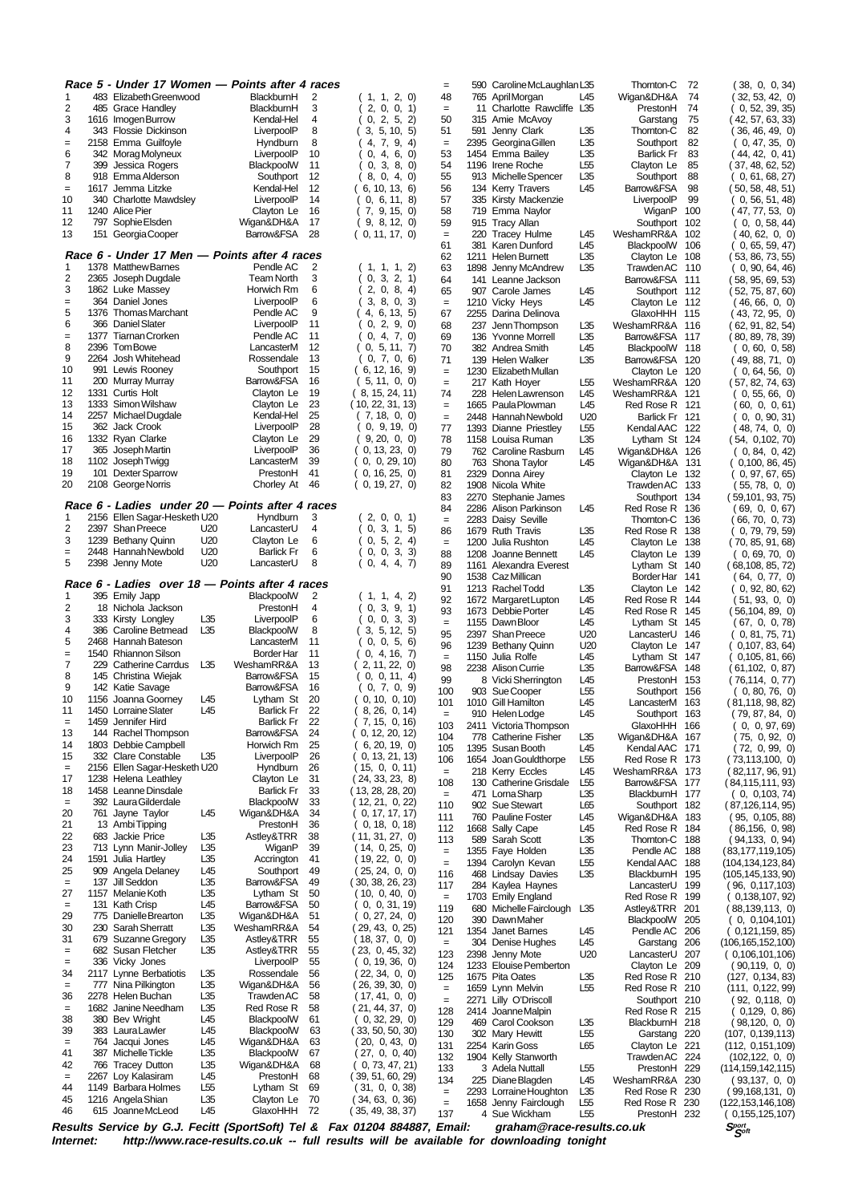### Race 5 - Under 17 Women — Points after 4 races

| Pos | No | Name | Cat | Club | Pts | Races |
|---|---|---|---|---|---|---|
| 1 | 483 | Elizabeth Greenwood | | BlackburnH | 2 | ( 1, 1, 2, 0) |
| 2 | 485 | Grace Handley | | BlackburnH | 3 | ( 2, 0, 0, 1) |
| 3 | 1616 | Imogen Burrow | | Kendal-Hel | 4 | ( 0, 2, 5, 2) |
| 4 | 343 | Flossie Dickinson | | LiverpoolP | 8 | ( 3, 5, 10, 5) |
| = | 2158 | Emma Guilfoyle | | Hyndburn | 8 | ( 4, 7, 9, 4) |
| 6 | 342 | Morag Molyneux | | LiverpoolP | 10 | ( 0, 4, 6, 0) |
| 7 | 399 | Jessica Rogers | | BlackpoolW | 11 | ( 0, 3, 8, 0) |
| 8 | 918 | Emma Alderson | | Southport | 12 | ( 8, 0, 4, 0) |
| = | 1617 | Jemma Litzke | | Kendal-Hel | 12 | ( 6, 10, 13, 6) |
| 10 | 340 | Charlotte Mawdsley | | LiverpoolP | 14 | ( 0, 6, 11, 8) |
| 11 | 1240 | Alice Pier | | Clayton Le | 16 | ( 7, 9, 15, 0) |
| 12 | 797 | Sophie Elsden | | Wigan&DH&A | 17 | ( 9, 8, 12, 0) |
| 13 | 151 | Georgia Cooper | | Barrow&FSA | 28 | ( 0, 11, 17, 0) |

### Race 6 - Under 17 Men — Points after 4 races

| Pos | No | Name | Cat | Club | Pts | Races |
|---|---|---|---|---|---|---|
| 1 | 1378 | Matthew Barnes | | Pendle AC | 2 | ( 1, 1, 1, 2) |
| 2 | 2365 | Joseph Dugdale | | Team North | 3 | ( 0, 3, 2, 1) |
| 3 | 1862 | Luke Massey | | Horwich Rm | 6 | ( 2, 0, 8, 4) |
| = | 364 | Daniel Jones | | LiverpoolP | 6 | ( 3, 8, 0, 3) |
| 5 | 1376 | Thomas Marchant | | Pendle AC | 9 | ( 4, 6, 13, 5) |
| 6 | 366 | Daniel Slater | | LiverpoolP | 11 | ( 0, 2, 9, 0) |
| = | 1377 | Tiarnan Crorken | | Pendle AC | 11 | ( 0, 4, 7, 0) |
| 8 | 2396 | Tom Bowe | | LancasterM | 12 | ( 0, 5, 11, 7) |
| 9 | 2264 | Josh Whitehead | | Rossendale | 13 | ( 0, 7, 0, 6) |
| 10 | 991 | Lewis Rooney | | Southport | 15 | ( 6, 12, 16, 9) |
| 11 | 200 | Murray Murray | | Barrow&FSA | 16 | ( 5, 11, 0, 0) |
| 12 | 1331 | Curtis Holt | | Clayton Le | 19 | ( 8, 15, 24, 11) |
| 13 | 1333 | Simon Wilshaw | | Clayton Le | 23 | ( 10, 22, 31, 13) |
| 14 | 2257 | Michael Dugdale | | Kendal-Hel | 25 | ( 7, 18, 0, 0) |
| 15 | 362 | Jack Crook | | LiverpoolP | 28 | ( 0, 9, 19, 0) |
| 16 | 1332 | Ryan Clarke | | Clayton Le | 29 | ( 9, 20, 0, 0) |
| 17 | 365 | Joseph Martin | | LiverpoolP | 36 | ( 0, 13, 23, 0) |
| 18 | 1102 | Joseph Twigg | | LancasterM | 39 | ( 0, 0, 29, 10) |
| 19 | 101 | Dexter Sparrow | | PrestonH | 41 | ( 0, 16, 25, 0) |
| 20 | 2108 | George Norris | | Chorley At | 46 | ( 0, 19, 27, 0) |

### Race 6 - Ladies under 20 — Points after 4 races

| Pos | No | Name | Cat | Club | Pts | Races |
|---|---|---|---|---|---|---|
| 1 | 2156 | Ellen Sagar-Hesketh | U20 | Hyndburn | 3 | ( 2, 0, 0, 1) |
| 2 | 2397 | Shan Preece | U20 | LancasterU | 4 | ( 0, 3, 1, 5) |
| 3 | 1239 | Bethany Quinn | U20 | Clayton Le | 6 | ( 0, 5, 2, 4) |
| = | 2448 | Hannah Newbold | U20 | Barlick Fr | 6 | ( 0, 0, 3, 3) |
| 5 | 2398 | Jenny Mote | U20 | LancasterU | 8 | ( 0, 4, 4, 7) |

### Race 6 - Ladies over 18 — Points after 4 races

| Pos | No | Name | Cat | Club | Pts | Races |
|---|---|---|---|---|---|---|
| 1 | 395 | Emily Japp | | BlackpoolW | 2 | ( 1, 1, 4, 2) |
| 2 | 18 | Nichola Jackson | | PrestonH | 4 | ( 0, 3, 9, 1) |
| 3 | 333 | Kirsty Longley | L35 | LiverpoolP | 6 | ( 0, 0, 3, 3) |
| 4 | 386 | Caroline Betmead | L35 | BlackpoolW | 8 | ( 3, 5, 12, 5) |
| 5 | 2468 | Hannah Bateson | | LancasterM | 11 | ( 0, 0, 5, 6) |
| = | 1540 | Rhiannon Silson | | Border Har | 11 | ( 0, 4, 16, 7) |
| 7 | 229 | Catherine Carrdus | L35 | WeshamRR&A | 13 | ( 2, 11, 22, 0) |
| 8 | 145 | Christina Wiejak | | Barrow&FSA | 15 | ( 0, 0, 11, 4) |
| 9 | 142 | Katie Savage | | Barrow&FSA | 16 | ( 0, 7, 0, 9) |
| 10 | 1156 | Joanna Goorney | L45 | Lytham St | 20 | ( 0, 10, 0, 10) |
| 11 | 1450 | Lorraine Slater | L45 | Barlick Fr | 22 | ( 8, 26, 0, 14) |
| = | 1459 | Jennifer Hird | | Barlick Fr | 22 | ( 7, 15, 0, 16) |
| 13 | 144 | Rachel Thompson | | Barrow&FSA | 24 | ( 0, 12, 20, 12) |
| 14 | 1803 | Debbie Campbell | | Horwich Rm | 25 | ( 6, 20, 19, 0) |
| 15 | 332 | Clare Constable | L35 | LiverpoolP | 26 | ( 0, 13, 21, 13) |
| = | 2156 | Ellen Sagar-Hesketh | U20 | Hyndburn | 26 | ( 15, 0, 0, 11) |
| 17 | 1238 | Helena Leathley | | Clayton Le | 31 | ( 24, 33, 23, 8) |
| 18 | 1458 | Leanne Dinsdale | | Barlick Fr | 33 | ( 13, 28, 28, 20) |
| = | 392 | Laura Gilderdale | | BlackpoolW | 33 | ( 12, 21, 0, 22) |
| 20 | 761 | Jayne Taylor | L45 | Wigan&DH&A | 34 | ( 0, 17, 17, 17) |
| 21 | 13 | Ambi Tipping | | PrestonH | 36 | ( 0, 18, 0, 18) |
| 22 | 683 | Jackie Price | L35 | Astley&TRR | 38 | ( 11, 31, 27, 0) |
| 23 | 713 | Lynn Manir-Jolley | L35 | WiganP | 39 | ( 14, 0, 25, 0) |
| 24 | 1591 | Julia Hartley | L35 | Accrington | 41 | ( 19, 22, 0, 0) |
| 25 | 909 | Angela Delaney | L45 | Southport | 49 | ( 25, 24, 0, 0) |
| = | 137 | Jill Seddon | L35 | Barrow&FSA | 49 | ( 30, 38, 26, 23) |
| 27 | 1157 | Melanie Koth | L35 | Lytham St | 50 | ( 10, 0, 40, 0) |
| = | 131 | Kath Crisp | L45 | Barrow&FSA | 50 | ( 0, 0, 31, 19) |
| 29 | 775 | Danielle Brearton | L35 | Wigan&DH&A | 51 | ( 0, 27, 24, 0) |
| 30 | 230 | Sarah Sherratt | L35 | WeshamRR&A | 54 | ( 29, 43, 0, 25) |
| 31 | 679 | Suzanne Gregory | L35 | Astley&TRR | 55 | ( 18, 37, 0, 0) |
| = | 682 | Susan Fletcher | L35 | Astley&TRR | 55 | ( 23, 0, 45, 32) |
| = | 336 | Vicky Jones | | LiverpoolP | 55 | ( 0, 19, 36, 0) |
| 34 | 2117 | Lynne Berbatiotis | L35 | Rossendale | 56 | ( 22, 34, 0, 0) |
| = | 777 | Nina Pilkington | L35 | Wigan&DH&A | 56 | ( 26, 39, 30, 0) |
| 36 | 2278 | Helen Buchan | L35 | Trawden AC | 58 | ( 17, 41, 0, 0) |
| = | 1682 | Janine Needham | L35 | Red Rose R | 58 | ( 21, 44, 37, 0) |
| 38 | 380 | Bev Wright | L45 | BlackpoolW | 61 | ( 0, 32, 29, 0) |
| 39 | 383 | Laura Lawler | L45 | BlackpoolW | 63 | ( 33, 50, 50, 30) |
| = | 764 | Jacqui Jones | L45 | Wigan&DH&A | 63 | ( 20, 0, 43, 0) |
| 41 | 387 | Michelle Tickle | L35 | BlackpoolW | 67 | ( 27, 0, 0, 40) |
| 42 | 766 | Tracey Dutton | L35 | Wigan&DH&A | 68 | ( 0, 73, 47, 21) |
| = | 2267 | Loy Kalasiram | L45 | PrestonH | 68 | ( 39, 51, 60, 29) |
| 44 | 1149 | Barbara Holmes | L55 | Lytham St | 69 | ( 31, 0, 0, 38) |
| 45 | 1216 | Angela Shian | L35 | Clayton Le | 70 | ( 34, 63, 0, 36) |
| 46 | 615 | Joanne McLeod | L45 | GlaxoHHH | 72 | ( 35, 49, 38, 37) |
| = | 590 | Caroline McLaughlan | L35 | Thornton-C | 72 | ( 38, 0, 0, 34) |
| 48 | 765 | April Morgan | L45 | Wigan&DH&A | 74 | ( 32, 53, 42, 0) |
| = | 11 | Charlotte Rawcliffe | L35 | PrestonH | 74 | ( 0, 52, 39, 35) |
| 50 | 315 | Amie McAvoy | | Garstang | 75 | ( 42, 57, 63, 33) |
| 51 | 591 | Jenny Clark | L35 | Thornton-C | 82 | ( 36, 46, 49, 0) |
| = | 2395 | Georgina Gillen | L35 | Southport | 82 | ( 0, 47, 35, 0) |
| 53 | 1454 | Emma Bailey | L35 | Barlick Fr | 83 | ( 44, 42, 0, 41) |
| 54 | 1196 | Irene Roche | L55 | Clayton Le | 85 | ( 37, 48, 62, 52) |
| 55 | 913 | Michelle Spencer | L35 | Southport | 88 | ( 0, 61, 68, 27) |
| 56 | 134 | Kerry Travers | L45 | Barrow&FSA | 98 | ( 50, 58, 48, 51) |
| 57 | 335 | Kirsty Mackenzie | | LiverpoolP | 99 | ( 0, 56, 51, 48) |
| 58 | 719 | Emma Naylor | | WiganP | 100 | ( 47, 77, 53, 0) |
| 59 | 915 | Tracy Allan | | Southport | 102 | ( 0, 0, 58, 44) |
| = | 220 | Tracey Hulme | L45 | WeshamRR&A | 102 | ( 40, 62, 0, 0) |
| 61 | 381 | Karen Dunford | L45 | BlackpoolW | 106 | ( 0, 65, 59, 47) |
| 62 | 1211 | Helen Burnett | L35 | Clayton Le | 108 | ( 53, 86, 73, 55) |
| 63 | 1898 | Jenny McAndrew | L35 | Trawden AC | 110 | ( 0, 90, 64, 46) |
| 64 | 141 | Leanne Jackson | | Barrow&FSA | 111 | ( 58, 95, 69, 53) |
| 65 | 907 | Carole James | L45 | Southport | 112 | ( 52, 75, 87, 60) |
| = | 1210 | Vicky Heys | L45 | Clayton Le | 112 | ( 46, 66, 0, 0) |
| 67 | 2255 | Darina Delinova | | GlaxoHHH | 115 | ( 43, 72, 95, 0) |
| 68 | 237 | Jenn Thompson | L35 | WeshamRR&A | 116 | ( 62, 91, 82, 54) |
| 69 | 136 | Yvonne Morrell | L35 | Barrow&FSA | 117 | ( 80, 89, 78, 39) |
| 70 | 382 | Andrea Smith | L45 | BlackpoolW | 118 | ( 0, 60, 0, 58) |
| 71 | 139 | Helen Walker | L35 | Barrow&FSA | 120 | ( 49, 88, 71, 0) |
| = | 1230 | Elizabeth Mullan | | Clayton Le | 120 | ( 0, 64, 56, 0) |
| = | 217 | Kath Hoyer | L55 | WeshamRR&A | 120 | ( 57, 82, 74, 63) |
| 74 | 228 | Helen Lawrenson | L45 | WeshamRR&A | 121 | ( 0, 55, 66, 0) |
| = | 1665 | Paula Plowman | L45 | Red Rose R | 121 | ( 60, 0, 0, 61) |
| = | 2448 | Hannah Newbold | U20 | Barlick Fr | 121 | ( 0, 0, 90, 31) |
| 77 | 1393 | Dianne Priestley | L55 | Kendal AAC | 122 | ( 48, 74, 0, 0) |
| 78 | 1158 | Louisa Ruman | L35 | Lytham St | 124 | ( 54, 0, 102, 70) |
| 79 | 762 | Caroline Rasburn | L45 | Wigan&DH&A | 126 | ( 0, 84, 0, 42) |
| 80 | 763 | Shona Taylor | L45 | Wigan&DH&A | 131 | ( 0, 100, 86, 45) |
| 81 | 2329 | Donna Airey | | Clayton Le | 132 | ( 0, 97, 67, 65) |
| 82 | 1908 | Nicola White | | Trawden AC | 133 | ( 55, 78, 0, 0) |
| 83 | 2270 | Stephanie James | | Southport | 134 | ( 59, 101, 93, 75) |
| 84 | 2286 | Alison Parkinson | L45 | Red Rose R | 136 | ( 69, 0, 0, 67) |
| = | 2283 | Daisy Seville | | Thornton-C | 136 | ( 66, 70, 0, 73) |
| 86 | 1679 | Ruth Travis | L35 | Red Rose R | 138 | ( 0, 79, 79, 59) |
| = | 1200 | Julia Rushton | L45 | Clayton Le | 138 | ( 70, 85, 91, 68) |
| 88 | 1208 | Joanne Bennett | L45 | Clayton Le | 139 | ( 0, 69, 70, 0) |
| 89 | 1161 | Alexandra Everest | | Lytham St | 140 | ( 68, 108, 85, 72) |
| 90 | 1538 | Caz Millican | | Border Har | 141 | ( 64, 0, 77, 0) |
| 91 | 1213 | Rachel Todd | L35 | Clayton Le | 142 | ( 0, 92, 80, 62) |
| 92 | 1672 | Margaret Lupton | L45 | Red Rose R | 144 | ( 51, 93, 0, 0) |
| 93 | 1673 | Debbie Porter | L45 | Red Rose R | 145 | ( 56, 104, 89, 0) |
| = | 1155 | Dawn Bloor | L45 | Lytham St | 145 | ( 67, 0, 0, 78) |
| 95 | 2397 | Shan Preece | U20 | LancasterU | 146 | ( 0, 81, 75, 71) |
| 96 | 1239 | Bethany Quinn | U20 | Clayton Le | 147 | ( 0, 107, 83, 64) |
| = | 1150 | Julia Rolfe | L45 | Lytham St | 147 | ( 0, 105, 81, 66) |
| 98 | 2238 | Alison Currie | L35 | Barrow&FSA | 148 | ( 61, 102, 0, 87) |
| 99 | 8 | Vicki Sherrington | L45 | PrestonH | 153 | ( 76, 114, 0, 77) |
| 100 | 903 | Sue Cooper | L55 | Southport | 156 | ( 0, 80, 76, 0) |
| 101 | 1010 | Gill Hamilton | L45 | LancasterM | 163 | ( 81, 118, 98, 82) |
| = | 910 | Helen Lodge | L45 | Southport | 163 | ( 79, 87, 84, 0) |
| 103 | 2411 | Victoria Thompson | | GlaxoHHH | 166 | ( 0, 0, 97, 69) |
| 104 | 778 | Catherine Fisher | L35 | Wigan&DH&A | 167 | ( 75, 0, 92, 0) |
| 105 | 1395 | Susan Booth | L45 | Kendal AAC | 171 | ( 72, 0, 99, 0) |
| 106 | 1654 | Joan Gouldthorpe | L55 | Red Rose R | 173 | ( 73, 113, 100, 0) |
| = | 218 | Kerry Eccles | L45 | WeshamRR&A | 173 | ( 82, 117, 96, 91) |
| 108 | 130 | Catherine Grisdale | L55 | Barrow&FSA | 177 | ( 84, 115, 111, 93) |
| = | 471 | Lorna Sharp | L35 | BlackburnH | 177 | ( 0, 0, 103, 74) |
| 110 | 902 | Sue Stewart | L65 | Southport | 182 | ( 87, 126, 114, 95) |
| 111 | 760 | Pauline Foster | L45 | Wigan&DH&A | 183 | ( 95, 0, 105, 88) |
| 112 | 1668 | Sally Cape | L45 | Red Rose R | 184 | ( 86, 156, 0, 98) |
| 113 | 589 | Sarah Scott | L35 | Thornton-C | 188 | ( 94, 133, 0, 94) |
| = | 1355 | Faye Holden | L35 | Pendle AC | 188 | ( 83, 177, 119, 105) |
| = | 1394 | Carolyn Kevan | L55 | Kendal AAC | 188 | ( 104, 134, 123, 84) |
| 116 | 468 | Lindsay Davies | L35 | BlackburnH | 195 | ( 105, 145, 133, 90) |
| 117 | 284 | Kaylea Haynes | | LancasterU | 199 | ( 96, 0, 117, 103) |
| = | 1703 | Emily England | | Red Rose R | 199 | ( 0, 138, 107, 92) |
| 119 | 680 | Michelle Fairclough | L35 | Astley&TRR | 201 | ( 88, 139, 113, 0) |
| 120 | 390 | Dawn Maher | | BlackpoolW | 205 | ( 0, 0, 104, 101) |
| 121 | 1354 | Janet Barnes | L45 | Pendle AC | 206 | ( 0, 121, 159, 85) |
| = | 304 | Denise Hughes | L45 | Garstang | 206 | ( 106, 165, 152, 100) |
| 123 | 2398 | Jenny Mote | U20 | LancasterU | 207 | ( 0, 106, 101, 106) |
| 124 | 1233 | Elouise Pemberton | | Clayton Le | 209 | ( 90, 119, 0, 0) |
| 125 | 1675 | Pita Oates | L35 | Red Rose R | 210 | ( 127, 0, 134, 83) |
| = | 1659 | Lynn Melvin | L55 | Red Rose R | 210 | ( 111, 0, 122, 99) |
| = | 2271 | Lilly O'Driscoll | | Southport | 210 | ( 92, 0, 118, 0) |
| 128 | 2414 | Joanne Malpin | | Red Rose R | 215 | ( 0, 129, 0, 86) |
| 129 | 469 | Carol Cookson | L35 | BlackburnH | 218 | ( 98, 120, 0, 0) |
| 130 | 302 | Mary Hewitt | L55 | Garstang | 220 | ( 107, 0, 139, 113) |
| 131 | 2254 | Karin Goss | L65 | Clayton Le | 221 | ( 112, 0, 151, 109) |
| 132 | 1904 | Kelly Stanworth | | Trawden AC | 224 | ( 102, 122, 0, 0) |
| 133 | 3 | Adela Nuttall | L55 | PrestonH | 229 | ( 114, 159, 142, 115) |
| 134 | 225 | Diane Blagden | L45 | WeshamRR&A | 230 | ( 93, 137, 0, 0) |
| = | 2293 | Lorraine Houghton | L35 | Red Rose R | 230 | ( 99, 168, 131, 0) |
| = | 1658 | Jenny Fairclough | L55 | Red Rose R | 230 | ( 122, 153, 146, 108) |
| 137 | 4 | Sue Wickham | L55 | PrestonH | 232 | ( 0, 155, 125, 107) |

***Results Service by G.J. Fecitt (SportSoft) Tel & Fax 01204 884887, Email: graham@race-results.co.uk***
***Internet: http://www.race-results.co.uk -- full results will be available for downloading tonight***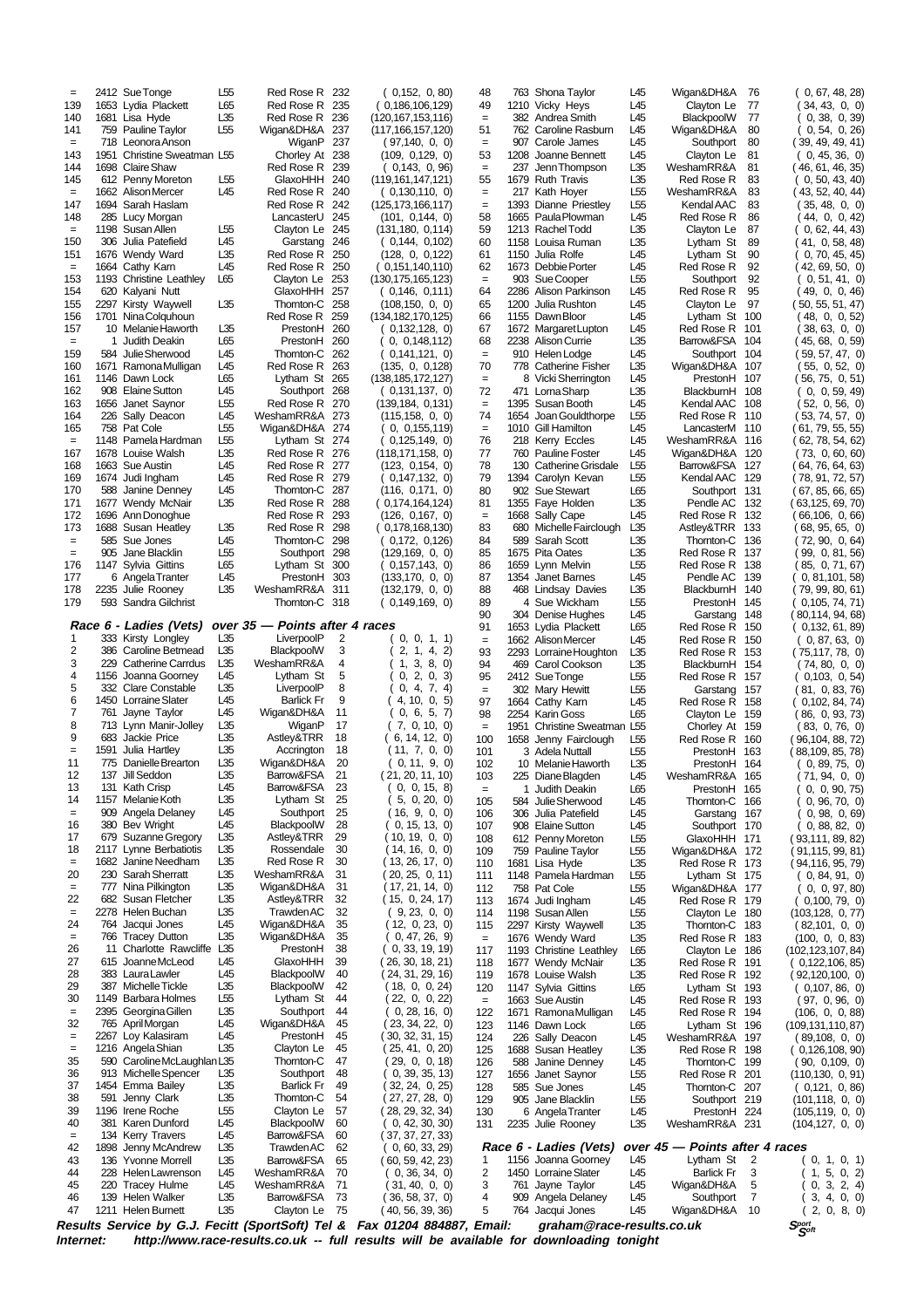| Pos | No | Name | Cat | Club | Pts | Scores |
|---|---|---|---|---|---|---|
| = | 2412 | Sue Tonge | L55 | Red Rose R | 232 | ( 0,152, 0, 80) |
| 139 | 1653 | Lydia Plackett | L65 | Red Rose R | 235 | ( 0,186,106,129) |
| 140 | 1681 | Lisa Hyde | L35 | Red Rose R | 236 | (120,167,153,116) |
| 141 | 759 | Pauline Taylor | L55 | Wigan&DH&A | 237 | (117,166,157,120) |
| = | 718 | Leonora Anson | | WiganP | 237 | ( 97,140, 0, 0) |
| 143 | 1951 | Christine Sweatman | L55 | Chorley At | 238 | (109, 0,129, 0) |
| 144 | 1698 | Claire Shaw | | Red Rose R | 239 | ( 0,143, 0, 96) |
| 145 | 612 | Penny Moreton | L55 | GlaxoHHH | 240 | (119,161,147,121) |
| = | 1662 | Alison Mercer | L45 | Red Rose R | 240 | ( 0,130,110, 0) |
| 147 | 1694 | Sarah Haslam | | Red Rose R | 242 | (125,173,166,117) |
| 148 | 285 | Lucy Morgan | | LancasterU | 245 | (101, 0,144, 0) |
| = | 1198 | Susan Allen | L55 | Clayton Le | 245 | (131,180, 0,114) |
| 150 | 306 | Julia Patefield | L45 | Garstang | 246 | ( 0,144, 0,102) |
| 151 | 1676 | Wendy Ward | L35 | Red Rose R | 250 | (128, 0, 0,122) |
| = | 1664 | Cathy Karn | L45 | Red Rose R | 250 | ( 0,151,140,110) |
| 153 | 1193 | Christine Leathley | L65 | Clayton Le | 253 | (130,175,165,123) |
| 154 | 620 | Kalyani Nutt | | GlaxoHHH | 257 | ( 0,146, 0,111) |
| 155 | 2297 | Kirsty Waywell | L35 | Thornton-C | 258 | (108,150, 0, 0) |
| 156 | 1701 | Nina Colquhoun | | Red Rose R | 259 | (134,182,170,125) |
| 157 | 10 | Melanie Haworth | L35 | PrestonH | 260 | ( 0,132,128, 0) |
| = | 1 | Judith Deakin | L65 | PrestonH | 260 | ( 0, 0,148,112) |
| 159 | 584 | Julie Sherwood | L45 | Thornton-C | 262 | ( 0,141,121, 0) |
| 160 | 1671 | Ramona Mulligan | L45 | Red Rose R | 263 | (135, 0, 0,128) |
| 161 | 1146 | Dawn Lock | L65 | Lytham St | 265 | (138,185,172,127) |
| 162 | 908 | Elaine Sutton | L45 | Southport | 268 | ( 0,131,137, 0) |
| 163 | 1656 | Janet Saynor | L55 | Red Rose R | 270 | (139,184, 0,131) |
| 164 | 226 | Sally Deacon | L45 | WeshamRR&A | 273 | (115,158, 0, 0) |
| 165 | 758 | Pat Cole | L55 | Wigan&DH&A | 274 | ( 0, 0,155,119) |
| = | 1148 | Pamela Hardman | L55 | Lytham St | 274 | ( 0,125,149, 0) |
| 167 | 1678 | Louise Walsh | L35 | Red Rose R | 276 | (118,171,158, 0) |
| 168 | 1663 | Sue Austin | L45 | Red Rose R | 277 | (123, 0,154, 0) |
| 169 | 1674 | Judi Ingham | L45 | Red Rose R | 279 | ( 0,147,132, 0) |
| 170 | 588 | Janine Denney | L45 | Thornton-C | 287 | (116, 0,171, 0) |
| 171 | 1677 | Wendy McNair | L35 | Red Rose R | 288 | ( 0,174,164,124) |
| 172 | 1696 | Ann Donoghue | | Red Rose R | 293 | (126, 0,167, 0) |
| 173 | 1688 | Susan Heatley | L35 | Red Rose R | 298 | ( 0,178,168,130) |
| = | 585 | Sue Jones | L45 | Thornton-C | 298 | ( 0,172, 0,126) |
| = | 905 | Jane Blacklin | L55 | Southport | 298 | (129,169, 0, 0) |
| 176 | 1147 | Sylvia Gittins | L65 | Lytham St | 300 | ( 0,157,143, 0) |
| 177 | 6 | Angela Tranter | L45 | PrestonH | 303 | (133,170, 0, 0) |
| 178 | 2235 | Julie Rooney | L35 | WeshamRR&A | 311 | (132,179, 0, 0) |
| 179 | 593 | Sandra Gilchrist | | Thornton-C | 318 | ( 0,149,169, 0) |

### Race 6 - Ladies (Vets) over 35 — Points after 4 races

| Pos | No | Name | Cat | Club | Pts | Scores |
|---|---|---|---|---|---|---|
| 1 | 333 | Kirsty Longley | L35 | LiverpoolP | 2 | ( 0, 0, 1, 1) |
| 2 | 386 | Caroline Betmead | L35 | BlackpoolW | 3 | ( 2, 1, 4, 2) |
| 3 | 229 | Catherine Carrdus | L35 | WeshamRR&A | 4 | ( 1, 3, 8, 0) |
| 4 | 1156 | Joanna Goorney | L45 | Lytham St | 5 | ( 0, 2, 0, 3) |
| 5 | 332 | Clare Constable | L35 | LiverpoolP | 8 | ( 0, 4, 7, 4) |
| 6 | 1450 | Lorraine Slater | L45 | Barlick Fr | 9 | ( 4, 10, 0, 5) |
| 7 | 761 | Jayne Taylor | L45 | Wigan&DH&A | 11 | ( 0, 6, 5, 7) |
| 8 | 713 | Lynn Manir-Jolley | L35 | WiganP | 17 | ( 7, 0, 10, 0) |
| 9 | 683 | Jackie Price | L35 | Astley&TRR | 18 | ( 6, 14, 12, 0) |
| = | 1591 | Julia Hartley | L35 | Accrington | 18 | ( 11, 7, 0, 0) |
| 11 | 775 | Danielle Brearton | L35 | Wigan&DH&A | 20 | ( 0, 11, 9, 0) |
| 12 | 137 | Jill Seddon | L35 | Barrow&FSA | 21 | ( 21, 20, 11, 10) |
| 13 | 131 | Kath Crisp | L45 | Barrow&FSA | 23 | ( 0, 0, 15, 8) |
| 14 | 1157 | Melanie Koth | L35 | Lytham St | 25 | ( 5, 0, 20, 0) |
| = | 909 | Angela Delaney | L45 | Southport | 25 | ( 16, 9, 0, 0) |
| 16 | 380 | Bev Wright | L45 | BlackpoolW | 28 | ( 0, 15, 13, 0) |
| 17 | 679 | Suzanne Gregory | L35 | Astley&TRR | 29 | ( 10, 19, 0, 0) |
| 18 | 2117 | Lynne Berbatiotis | L35 | Rossendale | 30 | ( 14, 16, 0, 0) |
| = | 1682 | Janine Needham | L35 | Red Rose R | 30 | ( 13, 26, 17, 0) |
| 20 | 230 | Sarah Sherratt | L35 | WeshamRR&A | 31 | ( 20, 25, 0, 11) |
| = | 777 | Nina Pilkington | L35 | Wigan&DH&A | 31 | ( 17, 21, 14, 0) |
| 22 | 682 | Susan Fletcher | L35 | Astley&TRR | 32 | ( 15, 0, 24, 17) |
| = | 2278 | Helen Buchan | L35 | TrawdenAC | 32 | ( 9, 23, 0, 0) |
| 24 | 764 | Jacqui Jones | L45 | Wigan&DH&A | 35 | ( 12, 0, 23, 0) |
| = | 766 | Tracey Dutton | L35 | Wigan&DH&A | 35 | ( 0, 47, 26, 9) |
| 26 | 11 | Charlotte Rawcliffe | L35 | PrestonH | 38 | ( 0, 33, 19, 19) |
| 27 | 615 | Joanne McLeod | L45 | GlaxoHHH | 39 | ( 26, 30, 18, 21) |
| 28 | 383 | Laura Lawler | L45 | BlackpoolW | 40 | ( 24, 31, 29, 16) |
| 29 | 387 | Michelle Tickle | L35 | BlackpoolW | 42 | ( 18, 0, 0, 24) |
| 30 | 1149 | Barbara Holmes | L55 | Lytham St | 44 | ( 22, 0, 0, 22) |
| = | 2395 | Georgina Gillen | L35 | Southport | 44 | ( 0, 28, 16, 0) |
| 32 | 765 | April Morgan | L45 | Wigan&DH&A | 45 | ( 23, 34, 22, 0) |
| = | 2267 | Loy Kalasiram | L45 | PrestonH | 45 | ( 30, 32, 31, 15) |
| = | 1216 | Angela Shian | L35 | Clayton Le | 45 | ( 25, 41, 0, 20) |
| 35 | 590 | Caroline McLaughlan | L35 | Thornton-C | 47 | ( 29, 0, 0, 18) |
| 36 | 913 | Michelle Spencer | L35 | Southport | 48 | ( 0, 39, 35, 13) |
| 37 | 1454 | Emma Bailey | L35 | Barlick Fr | 49 | ( 32, 24, 0, 25) |
| 38 | 591 | Jenny Clark | L35 | Thornton-C | 54 | ( 27, 27, 28, 0) |
| 39 | 1196 | Irene Roche | L55 | Clayton Le | 57 | ( 28, 29, 32, 34) |
| 40 | 381 | Karen Dunford | L45 | BlackpoolW | 60 | ( 0, 42, 30, 30) |
| = | 134 | Kerry Travers | L45 | Barrow&FSA | 60 | ( 37, 37, 27, 33) |
| 42 | 1898 | Jenny McAndrew | L35 | TrawdenAC | 62 | ( 0, 60, 33, 29) |
| 43 | 136 | Yvonne Morrell | L35 | Barrow&FSA | 65 | ( 60, 59, 42, 23) |
| 44 | 228 | Helen Lawrenson | L45 | WeshamRR&A | 70 | ( 0, 36, 34, 0) |
| 45 | 220 | Tracey Hulme | L45 | WeshamRR&A | 71 | ( 31, 40, 0, 0) |
| 46 | 139 | Helen Walker | L35 | Barrow&FSA | 73 | ( 36, 58, 37, 0) |
| 47 | 1211 | Helen Burnett | L35 | Clayton Le | 75 | ( 40, 56, 39, 36) |
| 48 | 763 | Shona Taylor | L45 | Wigan&DH&A | 76 | ( 0, 67, 48, 28) |
| 49 | 1210 | Vicky Heys | L45 | Clayton Le | 77 | ( 34, 43, 0, 0) |
| = | 382 | Andrea Smith | L45 | BlackpoolW | 77 | ( 0, 38, 0, 39) |
| 51 | 762 | Caroline Rasburn | L45 | Wigan&DH&A | 80 | ( 0, 54, 0, 26) |
| = | 907 | Carole James | L45 | Southport | 80 | ( 39, 49, 49, 41) |
| 53 | 1208 | Joanne Bennett | L45 | Clayton Le | 81 | ( 0, 45, 36, 0) |
| = | 237 | Jenn Thompson | L35 | WeshamRR&A | 81 | ( 46, 61, 46, 35) |
| 55 | 1679 | Ruth Travis | L35 | Red Rose R | 83 | ( 0, 50, 43, 40) |
| = | 217 | Kath Hoyer | L55 | WeshamRR&A | 83 | ( 43, 52, 40, 44) |
| = | 1393 | Dianne Priestley | L55 | Kendal AAC | 83 | ( 35, 48, 0, 0) |
| 58 | 1665 | Paula Plowman | L45 | Red Rose R | 86 | ( 44, 0, 0, 42) |
| 59 | 1213 | Rachel Todd | L35 | Clayton Le | 87 | ( 0, 62, 44, 43) |
| 60 | 1158 | Louisa Ruman | L35 | Lytham St | 89 | ( 41, 0, 58, 48) |
| 61 | 1150 | Julia Rolfe | L45 | Lytham St | 90 | ( 0, 70, 45, 45) |
| 62 | 1673 | Debbie Porter | L45 | Red Rose R | 92 | ( 42, 69, 50, 0) |
| = | 903 | Sue Cooper | L55 | Southport | 92 | ( 0, 51, 41, 0) |
| 64 | 2286 | Alison Parkinson | L45 | Red Rose R | 95 | ( 49, 0, 0, 46) |
| 65 | 1200 | Julia Rushton | L45 | Clayton Le | 97 | ( 50, 55, 51, 47) |
| 66 | 1155 | Dawn Bloor | L45 | Lytham St | 100 | ( 48, 0, 0, 52) |
| 67 | 1672 | Margaret Lupton | L45 | Red Rose R | 101 | ( 38, 63, 0, 0) |
| 68 | 2238 | Alison Currie | L35 | Barrow&FSA | 104 | ( 45, 68, 0, 59) |
| = | 910 | Helen Lodge | L45 | Southport | 104 | ( 59, 57, 47, 0) |
| 70 | 778 | Catherine Fisher | L35 | Wigan&DH&A | 107 | ( 55, 0, 52, 0) |
| = | 8 | Vicki Sherrington | L45 | PrestonH | 107 | ( 56, 75, 0, 51) |
| 72 | 471 | Lorna Sharp | L35 | BlackburnH | 108 | ( 0, 0, 59, 49) |
| = | 1395 | Susan Booth | L45 | Kendal AAC | 108 | ( 52, 0, 56, 0) |
| 74 | 1654 | Joan Gouldthorpe | L55 | Red Rose R | 110 | ( 53, 74, 57, 0) |
| = | 1010 | Gill Hamilton | L45 | LancasterM | 110 | ( 61, 79, 55, 55) |
| 76 | 218 | Kerry Eccles | L45 | WeshamRR&A | 116 | ( 62, 78, 54, 62) |
| 77 | 760 | Pauline Foster | L45 | Wigan&DH&A | 120 | ( 73, 0, 60, 60) |
| 78 | 130 | Catherine Grisdale | L55 | Barrow&FSA | 127 | ( 64, 76, 64, 63) |
| 79 | 1394 | Carolyn Kevan | L55 | Kendal AAC | 129 | ( 78, 91, 72, 57) |
| 80 | 902 | Sue Stewart | L65 | Southport | 131 | ( 67, 85, 66, 65) |
| 81 | 1355 | Faye Holden | L35 | Pendle AC | 132 | ( 63,125, 69, 70) |
| = | 1668 | Sally Cape | L45 | Red Rose R | 132 | ( 66,106, 0, 66) |
| 83 | 680 | Michelle Fairclough | L35 | Astley&TRR | 133 | ( 68, 95, 65, 0) |
| 84 | 589 | Sarah Scott | L35 | Thornton-C | 136 | ( 72, 90, 0, 64) |
| 85 | 1675 | Pita Oates | L35 | Red Rose R | 137 | ( 99, 0, 81, 56) |
| 86 | 1659 | Lynn Melvin | L55 | Red Rose R | 138 | ( 85, 0, 71, 67) |
| 87 | 1354 | Janet Barnes | L45 | Pendle AC | 139 | ( 0, 81,101, 58) |
| 88 | 468 | Lindsay Davies | L35 | BlackburnH | 140 | ( 79, 99, 80, 61) |
| 89 | 4 | Sue Wickham | L55 | PrestonH | 145 | ( 0,105, 74, 71) |
| 90 | 304 | Denise Hughes | L45 | Garstang | 148 | ( 80,114, 94, 68) |
| 91 | 1653 | Lydia Plackett | L65 | Red Rose R | 150 | ( 0,132, 61, 89) |
| = | 1662 | Alison Mercer | L45 | Red Rose R | 150 | ( 0, 87, 63, 0) |
| 93 | 2293 | Lorraine Houghton | L45 | Red Rose R | 153 | ( 75,117, 78, 0) |
| 94 | 469 | Carol Cookson | L35 | BlackburnH | 154 | ( 74, 80, 0, 0) |
| 95 | 2412 | Sue Tonge | L55 | Red Rose R | 157 | ( 0,103, 0, 54) |
| = | 302 | Mary Hewitt | L55 | Garstang | 157 | ( 81, 0, 83, 76) |
| 97 | 1664 | Cathy Karn | L45 | Red Rose R | 158 | ( 0,102, 84, 74) |
| 98 | 2254 | Karin Goss | L65 | Clayton Le | 159 | ( 86, 0, 93, 73) |
| = | 1951 | Christine Sweatman | L55 | Chorley At | 159 | ( 83, 0, 76, 0) |
| 100 | 1658 | Jenny Fairclough | L55 | Red Rose R | 160 | ( 96,104, 88, 72) |
| 101 | 3 | Adela Nuttall | L55 | PrestonH | 163 | ( 88,109, 85, 78) |
| 102 | 10 | Melanie Haworth | L35 | PrestonH | 164 | ( 0, 89, 75, 0) |
| 103 | 225 | Diane Blagden | L45 | WeshamRR&A | 165 | ( 71, 94, 0, 0) |
| = | 1 | Judith Deakin | L65 | PrestonH | 165 | ( 0, 0, 90, 75) |
| 105 | 584 | Julie Sherwood | L45 | Thornton-C | 166 | ( 0, 96, 70, 0) |
| 106 | 306 | Julia Patefield | L45 | Garstang | 167 | ( 0, 98, 0, 69) |
| 107 | 908 | Elaine Sutton | L45 | Southport | 170 | ( 0, 88, 82, 0) |
| 108 | 612 | Penny Moreton | L55 | GlaxoHHH | 171 | ( 93,111, 89, 82) |
| 109 | 759 | Pauline Taylor | L55 | Wigan&DH&A | 172 | ( 91,115, 99, 81) |
| 110 | 1681 | Lisa Hyde | L35 | Red Rose R | 173 | ( 94,116, 95, 79) |
| 111 | 1148 | Pamela Hardman | L55 | Lytham St | 175 | ( 0, 84, 91, 0) |
| 112 | 758 | Pat Cole | L55 | Wigan&DH&A | 177 | ( 0, 0, 97, 80) |
| 113 | 1674 | Judi Ingham | L45 | Red Rose R | 179 | ( 0,100, 79, 0) |
| 114 | 1198 | Susan Allen | L55 | Clayton Le | 180 | (103,128, 0, 77) |
| 115 | 2297 | Kirsty Waywell | L35 | Thornton-C | 183 | ( 82,101, 0, 0) |
| = | 1676 | Wendy Ward | L35 | Red Rose R | 183 | (100, 0, 0, 83) |
| 117 | 1193 | Christine Leathley | L65 | Clayton Le | 186 | (102,123,107, 84) |
| 118 | 1677 | Wendy McNair | L35 | Red Rose R | 191 | ( 0,122,106, 85) |
| 119 | 1678 | Louise Walsh | L35 | Red Rose R | 192 | ( 92,120,100, 0) |
| 120 | 1147 | Sylvia Gittins | L65 | Lytham St | 193 | ( 0,107, 86, 0) |
| = | 1663 | Sue Austin | L45 | Red Rose R | 193 | ( 97, 0, 96, 0) |
| 122 | 1671 | Ramona Mulligan | L45 | Red Rose R | 194 | (106, 0, 0, 88) |
| 123 | 1146 | Dawn Lock | L65 | Lytham St | 196 | (109,131,110, 87) |
| 124 | 226 | Sally Deacon | L45 | WeshamRR&A | 197 | ( 89,108, 0, 0) |
| 125 | 1688 | Susan Heatley | L35 | Red Rose R | 198 | ( 0,126,108, 90) |
| 126 | 588 | Janine Denney | L45 | Thornton-C | 199 | ( 90, 0,109, 0) |
| 127 | 1656 | Janet Saynor | L55 | Red Rose R | 201 | (110,130, 0, 91) |
| 128 | 585 | Sue Jones | L45 | Thornton-C | 207 | ( 0,121, 0, 86) |
| 129 | 905 | Jane Blacklin | L55 | Southport | 219 | (101,118, 0, 0) |
| 130 | 6 | Angela Tranter | L45 | PrestonH | 224 | (105,119, 0, 0) |
| 131 | 2235 | Julie Rooney | L35 | WeshamRR&A | 231 | (104,127, 0, 0) |

### Race 6 - Ladies (Vets) over 45 — Points after 4 races

| Pos | No | Name | Cat | Club | Pts | Scores |
|---|---|---|---|---|---|---|
| 1 | 1156 | Joanna Goorney | L45 | Lytham St | 2 | ( 0, 1, 0, 1) |
| 2 | 1450 | Lorraine Slater | L45 | Barlick Fr | 3 | ( 1, 5, 0, 2) |
| 3 | 761 | Jayne Taylor | L45 | Wigan&DH&A | 5 | ( 0, 3, 2, 4) |
| 4 | 909 | Angela Delaney | L45 | Southport | 7 | ( 3, 4, 0, 0) |
| 5 | 764 | Jacqui Jones | L45 | Wigan&DH&A | 10 | ( 2, 0, 8, 0) |

***Results Service by G.J. Fecitt (SportSoft) Tel & Fax 01204 884887, Email: graham@race-results.co.uk***
***Internet: http://www.race-results.co.uk -- full results will be available for downloading tonight***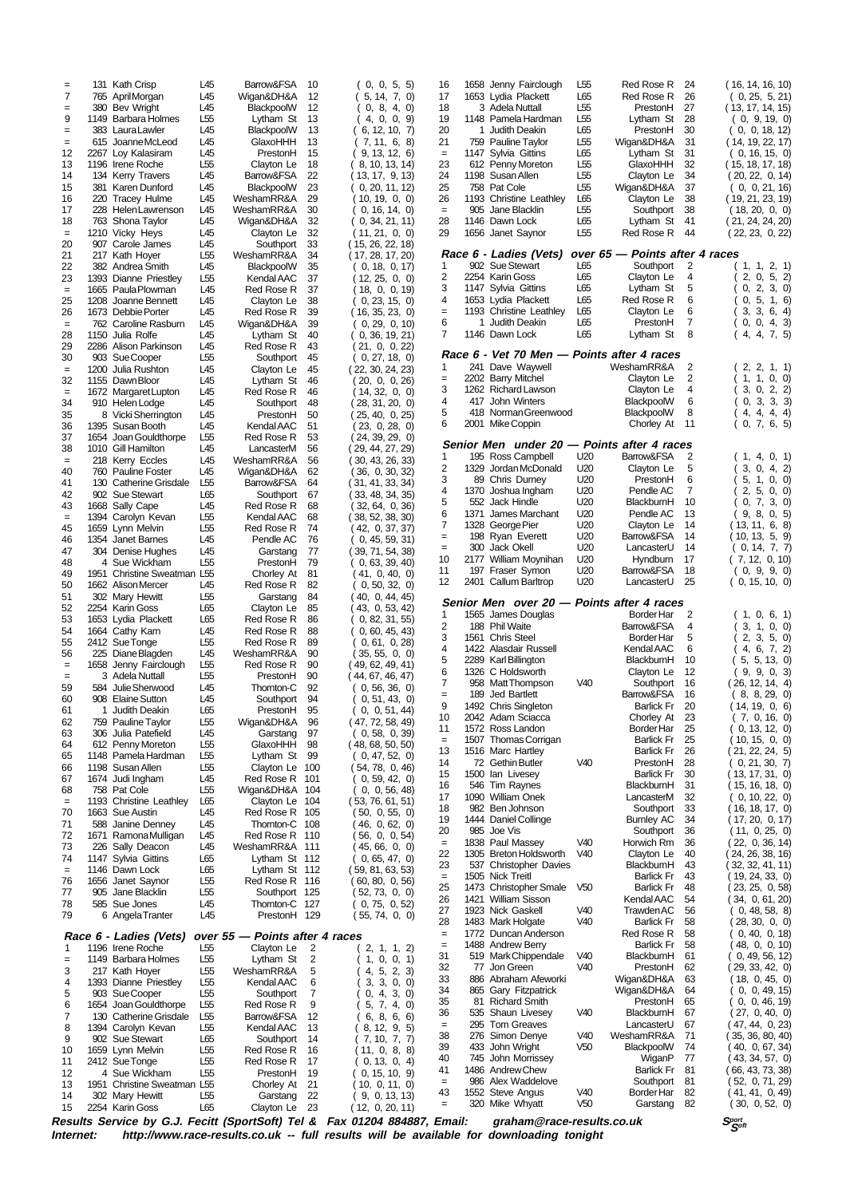| Pos | No | Name | Cat | Club | Pts | Scores |
|---|---|---|---|---|---|---|
| = | 131 | Kath Crisp | L45 | Barrow&FSA | 10 | ( 0, 0, 5, 5) |
| 7 | 765 | April Morgan | L45 | Wigan&DH&A | 12 | ( 5, 14, 7, 0) |
| = | 380 | Bev Wright | L45 | BlackpoolW | 12 | ( 0, 8, 4, 0) |
| 9 | 1149 | Barbara Holmes | L55 | Lytham St | 13 | ( 4, 0, 0, 9) |
| = | 383 | Laura Lawler | L45 | BlackpoolW | 13 | ( 6, 12, 10, 7) |
| = | 615 | Joanne McLeod | L45 | GlaxoHHH | 13 | ( 7, 11, 6, 8) |
| 12 | 2267 | Loy Kalasiram | L45 | PrestonH | 15 | ( 9, 13, 12, 6) |
| 13 | 1196 | Irene Roche | L55 | Clayton Le | 18 | ( 8, 10, 13, 14) |
| 14 | 134 | Kerry Travers | L45 | Barrow&FSA | 22 | ( 13, 17, 9, 13) |
| 15 | 381 | Karen Dunford | L45 | BlackpoolW | 23 | ( 0, 20, 11, 12) |
| 16 | 220 | Tracey Hulme | L45 | WeshamRR&A | 29 | ( 10, 19, 0, 0) |
| 17 | 228 | Helen Lawrenson | L45 | WeshamRR&A | 30 | ( 0, 16, 14, 0) |
| 18 | 763 | Shona Taylor | L45 | Wigan&DH&A | 32 | ( 0, 34, 21, 11) |
| = | 1210 | Vicky Heys | L45 | Clayton Le | 32 | ( 11, 21, 0, 0) |
| 20 | 907 | Carole James | L45 | Southport | 33 | ( 15, 26, 22, 18) |
| 21 | 217 | Kath Hoyer | L55 | WeshamRR&A | 34 | ( 17, 28, 17, 20) |
| 22 | 382 | Andrea Smith | L45 | BlackpoolW | 35 | ( 0, 18, 0, 17) |
| 23 | 1393 | Dianne Priestley | L55 | Kendal AAC | 37 | ( 12, 25, 0, 0) |
| = | 1665 | Paula Plowman | L45 | Red Rose R | 37 | ( 18, 0, 0, 19) |
| 25 | 1208 | Joanne Bennett | L45 | Clayton Le | 38 | ( 0, 23, 15, 0) |
| 26 | 1673 | Debbie Porter | L45 | Red Rose R | 39 | ( 16, 35, 23, 0) |
| = | 762 | Caroline Rasburn | L45 | Wigan&DH&A | 39 | ( 0, 29, 0, 10) |
| 28 | 1150 | Julia Rolfe | L45 | Lytham St | 40 | ( 0, 36, 19, 21) |
| 29 | 2286 | Alison Parkinson | L45 | Red Rose R | 43 | ( 21, 0, 0, 22) |
| 30 | 903 | Sue Cooper | L55 | Southport | 45 | ( 0, 27, 18, 0) |
| = | 1200 | Julia Rushton | L45 | Clayton Le | 45 | ( 22, 30, 24, 23) |
| 32 | 1155 | Dawn Bloor | L45 | Lytham St | 46 | ( 20, 0, 0, 26) |
| = | 1672 | Margaret Lupton | L45 | Red Rose R | 46 | ( 14, 32, 0, 0) |
| 34 | 910 | Helen Lodge | L45 | Southport | 48 | ( 28, 31, 20, 0) |
| 35 | 8 | Vicki Sherrington | L45 | PrestonH | 50 | ( 25, 40, 0, 25) |
| 36 | 1395 | Susan Booth | L45 | Kendal AAC | 51 | ( 23, 0, 28, 0) |
| 37 | 1654 | Joan Gouldthorpe | L55 | Red Rose R | 53 | ( 24, 39, 29, 0) |
| 38 | 1010 | Gill Hamilton | L45 | LancasterM | 56 | ( 29, 44, 27, 29) |
| = | 218 | Kerry Eccles | L45 | WeshamRR&A | 56 | ( 30, 43, 26, 33) |
| 40 | 760 | Pauline Foster | L45 | Wigan&DH&A | 62 | ( 36, 0, 30, 32) |
| 41 | 130 | Catherine Grisdale | L55 | Barrow&FSA | 64 | ( 31, 41, 33, 34) |
| 42 | 902 | Sue Stewart | L65 | Southport | 67 | ( 33, 48, 34, 35) |
| 43 | 1668 | Sally Cape | L45 | Red Rose R | 68 | ( 32, 64, 0, 36) |
| = | 1394 | Carolyn Kevan | L55 | Kendal AAC | 68 | ( 38, 52, 38, 30) |
| 45 | 1659 | Lynn Melvin | L55 | Red Rose R | 74 | ( 42, 0, 37, 37) |
| 46 | 1354 | Janet Barnes | L45 | Pendle AC | 76 | ( 0, 45, 59, 31) |
| 47 | 304 | Denise Hughes | L45 | Garstang | 77 | ( 39, 71, 54, 38) |
| 48 | 4 | Sue Wickham | L55 | PrestonH | 79 | ( 0, 63, 39, 40) |
| 49 | 1951 | Christine Sweatman | L55 | Chorley At | 81 | ( 41, 0, 40, 0) |
| 50 | 1662 | Alison Mercer | L45 | Red Rose R | 82 | ( 0, 50, 32, 0) |
| 51 | 302 | Mary Hewitt | L55 | Garstang | 84 | ( 40, 0, 44, 45) |
| 52 | 2254 | Karin Goss | L65 | Clayton Le | 85 | ( 43, 0, 53, 42) |
| 53 | 1653 | Lydia Plackett | L65 | Red Rose R | 86 | ( 0, 82, 31, 55) |
| 54 | 1664 | Cathy Karn | L45 | Red Rose R | 88 | ( 0, 60, 45, 43) |
| 55 | 2412 | Sue Tonge | L55 | Red Rose R | 89 | ( 0, 61, 0, 28) |
| 56 | 225 | Diane Blagden | L45 | WeshamRR&A | 90 | ( 35, 55, 0, 0) |
| = | 1658 | Jenny Fairclough | L55 | Red Rose R | 90 | ( 49, 62, 49, 41) |
| = | 3 | Adela Nuttall | L55 | PrestonH | 90 | ( 44, 67, 46, 47) |
| 59 | 584 | Julie Sherwood | L45 | Thornton-C | 92 | ( 0, 56, 36, 0) |
| 60 | 908 | Elaine Sutton | L45 | Southport | 94 | ( 0, 51, 43, 0) |
| 61 | 1 | Judith Deakin | L65 | PrestonH | 95 | ( 0, 0, 51, 44) |
| 62 | 759 | Pauline Taylor | L55 | Wigan&DH&A | 96 | ( 47, 72, 58, 49) |
| 63 | 306 | Julia Patefield | L45 | Garstang | 97 | ( 0, 58, 0, 39) |
| 64 | 612 | Penny Moreton | L55 | GlaxoHHH | 98 | ( 48, 68, 50, 50) |
| 65 | 1148 | Pamela Hardman | L55 | Lytham St | 99 | ( 0, 47, 52, 0) |
| 66 | 1198 | Susan Allen | L55 | Clayton Le | 100 | ( 54, 78, 0, 46) |
| 67 | 1674 | Judi Ingham | L45 | Red Rose R | 101 | ( 0, 59, 42, 0) |
| 68 | 758 | Pat Cole | L55 | Wigan&DH&A | 104 | ( 0, 0, 56, 48) |
| = | 1193 | Christine Leathley | L65 | Clayton Le | 104 | ( 53, 76, 61, 51) |
| 70 | 1663 | Sue Austin | L45 | Red Rose R | 105 | ( 50, 0, 55, 0) |
| 71 | 588 | Janine Denney | L45 | Thornton-C | 108 | ( 46, 0, 62, 0) |
| 72 | 1671 | Ramona Mulligan | L45 | Red Rose R | 110 | ( 56, 0, 0, 54) |
| 73 | 226 | Sally Deacon | L45 | WeshamRR&A | 111 | ( 45, 66, 0, 0) |
| 74 | 1147 | Sylvia Gittins | L65 | Lytham St | 112 | ( 0, 65, 47, 0) |
| = | 1146 | Dawn Lock | L65 | Lytham St | 112 | ( 59, 81, 63, 53) |
| 76 | 1656 | Janet Saynor | L55 | Red Rose R | 116 | ( 60, 80, 0, 56) |
| 77 | 905 | Jane Blacklin | L55 | Southport | 125 | ( 52, 73, 0, 0) |
| 78 | 585 | Sue Jones | L45 | Thornton-C | 127 | ( 0, 75, 0, 52) |
| 79 | 6 | Angela Tranter | L45 | PrestonH | 129 | ( 55, 74, 0, 0) |

### Race 6 - Ladies (Vets) over 55 — Points after 4 races

| Pos | No | Name | Cat | Club | Pts | Scores |
|---|---|---|---|---|---|---|
| 1 | 1196 | Irene Roche | L55 | Clayton Le | 2 | ( 2, 1, 1, 2) |
| = | 1149 | Barbara Holmes | L55 | Lytham St | 2 | ( 1, 0, 0, 1) |
| 3 | 217 | Kath Hoyer | L55 | WeshamRR&A | 5 | ( 4, 5, 2, 3) |
| 4 | 1393 | Dianne Priestley | L55 | Kendal AAC | 6 | ( 3, 3, 0, 0) |
| 5 | 903 | Sue Cooper | L55 | Southport | 7 | ( 0, 4, 3, 0) |
| 6 | 1654 | Joan Gouldthorpe | L55 | Red Rose R | 9 | ( 5, 7, 4, 0) |
| 7 | 130 | Catherine Grisdale | L55 | Barrow&FSA | 12 | ( 6, 8, 6, 6) |
| 8 | 1394 | Carolyn Kevan | L55 | Kendal AAC | 13 | ( 8, 12, 9, 5) |
| 9 | 902 | Sue Stewart | L65 | Southport | 14 | ( 7, 10, 7, 7) |
| 10 | 1659 | Lynn Melvin | L55 | Red Rose R | 16 | ( 11, 0, 8, 8) |
| 11 | 2412 | Sue Tonge | L55 | Red Rose R | 17 | ( 0, 13, 0, 4) |
| 12 | 4 | Sue Wickham | L55 | PrestonH | 19 | ( 0, 15, 10, 9) |
| 13 | 1951 | Christine Sweatman | L55 | Chorley At | 21 | ( 10, 0, 11, 0) |
| 14 | 302 | Mary Hewitt | L55 | Garstang | 22 | ( 9, 0, 13, 13) |
| 15 | 2254 | Karin Goss | L65 | Clayton Le | 23 | ( 12, 0, 20, 11) |
| 16 | 1658 | Jenny Fairclough | L55 | Red Rose R | 24 | ( 16, 14, 16, 10) |
| 17 | 1653 | Lydia Plackett | L65 | Red Rose R | 26 | ( 0, 25, 5, 21) |
| 18 | 3 | Adela Nuttall | L55 | PrestonH | 27 | ( 13, 17, 14, 15) |
| 19 | 1148 | Pamela Hardman | L55 | Lytham St | 28 | ( 0, 9, 19, 0) |
| 20 | 1 | Judith Deakin | L65 | PrestonH | 30 | ( 0, 0, 18, 12) |
| 21 | 759 | Pauline Taylor | L55 | Wigan&DH&A | 31 | ( 14, 19, 22, 17) |
| = | 1147 | Sylvia Gittins | L65 | Lytham St | 31 | ( 0, 16, 15, 0) |
| 23 | 612 | Penny Moreton | L55 | GlaxoHHH | 32 | ( 15, 18, 17, 18) |
| 24 | 1198 | Susan Allen | L55 | Clayton Le | 34 | ( 20, 22, 0, 14) |
| 25 | 758 | Pat Cole | L55 | Wigan&DH&A | 37 | ( 0, 0, 21, 16) |
| 26 | 1193 | Christine Leathley | L65 | Clayton Le | 38 | ( 19, 21, 23, 19) |
| = | 905 | Jane Blacklin | L55 | Southport | 38 | ( 18, 20, 0, 0) |
| 28 | 1146 | Dawn Lock | L65 | Lytham St | 41 | ( 21, 24, 24, 20) |
| 29 | 1656 | Janet Saynor | L55 | Red Rose R | 44 | ( 22, 23, 0, 22) |

### Race 6 - Ladies (Vets) over 65 — Points after 4 races

| Pos | No | Name | Cat | Club | Pts | Scores |
|---|---|---|---|---|---|---|
| 1 | 902 | Sue Stewart | L65 | Southport | 2 | ( 1, 1, 2, 1) |
| 2 | 2254 | Karin Goss | L65 | Clayton Le | 4 | ( 2, 0, 5, 2) |
| 3 | 1147 | Sylvia Gittins | L65 | Lytham St | 5 | ( 0, 2, 3, 0) |
| 4 | 1653 | Lydia Plackett | L65 | Red Rose R | 6 | ( 0, 5, 1, 6) |
| = | 1193 | Christine Leathley | L65 | Clayton Le | 6 | ( 3, 3, 6, 4) |
| 6 | 1 | Judith Deakin | L65 | PrestonH | 7 | ( 0, 0, 4, 3) |
| 7 | 1146 | Dawn Lock | L65 | Lytham St | 8 | ( 4, 4, 7, 5) |

### Race 6 - Vet 70 Men — Points after 4 races

| Pos | No | Name | Cat | Club | Pts | Scores |
|---|---|---|---|---|---|---|
| 1 | 241 | Dave Waywell | | WeshamRR&A | 2 | ( 2, 2, 1, 1) |
| = | 2202 | Barry Mitchel | | Clayton Le | 2 | ( 1, 1, 0, 0) |
| 3 | 1262 | Richard Lawson | | Clayton Le | 4 | ( 3, 0, 2, 2) |
| 4 | 417 | John Winters | | BlackpoolW | 6 | ( 0, 3, 3, 3) |
| 5 | 418 | Norman Greenwood | | BlackpoolW | 8 | ( 4, 4, 4, 4) |
| 6 | 2001 | Mike Coppin | | Chorley At | 11 | ( 0, 7, 6, 5) |

### Senior Men under 20 — Points after 4 races

| Pos | No | Name | Cat | Club | Pts | Scores |
|---|---|---|---|---|---|---|
| 1 | 195 | Ross Campbell | U20 | Barrow&FSA | 2 | ( 1, 4, 0, 1) |
| 2 | 1329 | Jordan McDonald | U20 | Clayton Le | 5 | ( 3, 0, 4, 2) |
| 3 | 89 | Chris Durney | U20 | PrestonH | 6 | ( 5, 1, 0, 0) |
| 4 | 1370 | Joshua Ingham | U20 | Pendle AC | 7 | ( 2, 5, 0, 0) |
| 5 | 552 | Jack Hindle | U20 | BlackburnH | 10 | ( 0, 7, 3, 0) |
| 6 | 1371 | James Marchant | U20 | Pendle AC | 13 | ( 9, 8, 0, 5) |
| 7 | 1328 | George Pier | U20 | Clayton Le | 14 | ( 13, 11, 6, 8) |
| = | 198 | Ryan Everett | U20 | Barrow&FSA | 14 | ( 10, 13, 5, 9) |
| = | 300 | Jack Okell | U20 | LancasterU | 14 | ( 0, 14, 7, 7) |
| 10 | 2177 | William Moynihan | U20 | Hyndburn | 17 | ( 7, 12, 0, 10) |
| 11 | 197 | Fraser Symon | U20 | Barrow&FSA | 18 | ( 0, 9, 9, 0) |
| 12 | 2401 | Callum Barltrop | U20 | LancasterU | 25 | ( 0, 15, 10, 0) |

### Senior Men over 20 — Points after 4 races

| Pos | No | Name | Cat | Club | Pts | Scores |
|---|---|---|---|---|---|---|
| 1 | 1565 | James Douglas | | Border Har | 2 | ( 1, 0, 6, 1) |
| 2 | 188 | Phil Waite | | Barrow&FSA | 4 | ( 3, 1, 0, 0) |
| 3 | 1561 | Chris Steel | | Border Har | 5 | ( 2, 3, 5, 0) |
| 4 | 1422 | Alasdair Russell | | Kendal AAC | 6 | ( 4, 6, 7, 2) |
| 5 | 2289 | Karl Billington | | BlackburnH | 10 | ( 5, 5, 13, 0) |
| 6 | 1326 | C Holdsworth | | Clayton Le | 12 | ( 9, 9, 0, 3) |
| 7 | 958 | Matt Thompson | V40 | Southport | 16 | ( 26, 12, 14, 4) |
| = | 189 | Jed Bartlett | | Barrow&FSA | 16 | ( 8, 8, 29, 0) |
| 9 | 1492 | Chris Singleton | | Barlick Fr | 20 | ( 14, 19, 0, 6) |
| 10 | 2042 | Adam Sciacca | | Chorley At | 23 | ( 7, 0, 16, 0) |
| 11 | 1572 | Ross Landon | | Border Har | 25 | ( 0, 13, 12, 0) |
| = | 1507 | Thomas Corrigan | | Barlick Fr | 25 | ( 10, 15, 0, 0) |
| 13 | 1516 | Marc Hartley | | Barlick Fr | 26 | ( 21, 22, 24, 5) |
| 14 | 72 | Gethin Butler | V40 | PrestonH | 28 | ( 0, 21, 30, 7) |
| 15 | 1500 | Ian Livesey | | Barlick Fr | 30 | ( 13, 17, 31, 0) |
| 16 | 546 | Tim Raynes | | BlackburnH | 31 | ( 15, 16, 18, 0) |
| 17 | 1090 | William Onek | | LancasterM | 32 | ( 0, 10, 22, 0) |
| 18 | 982 | Ben Johnson | | Southport | 33 | ( 16, 18, 17, 0) |
| 19 | 1444 | Daniel Collinge | | Burnley AC | 34 | ( 17, 20, 0, 17) |
| 20 | 985 | Joe Vis | | Southport | 36 | ( 11, 0, 25, 0) |
| = | 1838 | Paul Massey | V40 | Horwich Rm | 36 | ( 22, 0, 36, 14) |
| 22 | 1305 | Breton Holdsworth | V40 | Clayton Le | 40 | ( 24, 26, 38, 16) |
| 23 | 537 | Christopher Davies | | BlackburnH | 43 | ( 32, 32, 41, 11) |
| = | 1505 | Nick Treitl | | Barlick Fr | 43 | ( 19, 24, 33, 0) |
| 25 | 1473 | Christopher Smale | V50 | Barlick Fr | 48 | ( 23, 25, 0, 58) |
| 26 | 1421 | William Sisson | | Kendal AAC | 54 | ( 34, 0, 61, 20) |
| 27 | 1923 | Nick Gaskell | V40 | Trawden AC | 56 | ( 0, 48, 58, 8) |
| 28 | 1483 | Mark Holgate | V40 | Barlick Fr | 58 | ( 28, 30, 0, 0) |
| = | 1772 | Duncan Anderson | | Red Rose R | 58 | ( 0, 40, 0, 18) |
| = | 1488 | Andrew Berry | | Barlick Fr | 58 | ( 48, 0, 0, 10) |
| 31 | 519 | Mark Chippendale | V40 | BlackburnH | 61 | ( 0, 49, 56, 12) |
| 32 | 77 | Jon Green | V40 | PrestonH | 62 | ( 29, 33, 42, 0) |
| 33 | 886 | Abraham Afeworki | | Wigan&DH&A | 63 | ( 18, 0, 45, 0) |
| 34 | 865 | Gary Fitzpatrick | | Wigan&DH&A | 64 | ( 0, 0, 49, 15) |
| 35 | 81 | Richard Smith | | PrestonH | 65 | ( 0, 0, 46, 19) |
| 36 | 535 | Shaun Livesey | V40 | BlackburnH | 67 | ( 27, 0, 40, 0) |
| = | 295 | Tom Greaves | | LancasterU | 67 | ( 47, 44, 0, 23) |
| 38 | 276 | Simon Denye | V40 | WeshamRR&A | 71 | ( 35, 36, 80, 40) |
| 39 | 433 | John Wright | V50 | BlackpoolW | 74 | ( 40, 0, 67, 34) |
| 40 | 745 | John Morrissey | | WiganP | 77 | ( 43, 34, 57, 0) |
| 41 | 1486 | Andrew Chew | | Barlick Fr | 81 | ( 66, 43, 73, 38) |
| = | 986 | Alex Waddelove | | Southport | 81 | ( 52, 0, 71, 29) |
| 43 | 1552 | Steve Angus | V40 | Border Har | 82 | ( 41, 41, 0, 49) |
| = | 320 | Mike Whyatt | V50 | Garstang | 82 | ( 30, 0, 52, 0) |

*Results Service by G.J. Fecitt (SportSoft) Tel & Fax 01204 884887, Email: graham@race-results.co.uk*
*Internet: http://www.race-results.co.uk -- full results will be available for downloading tonight*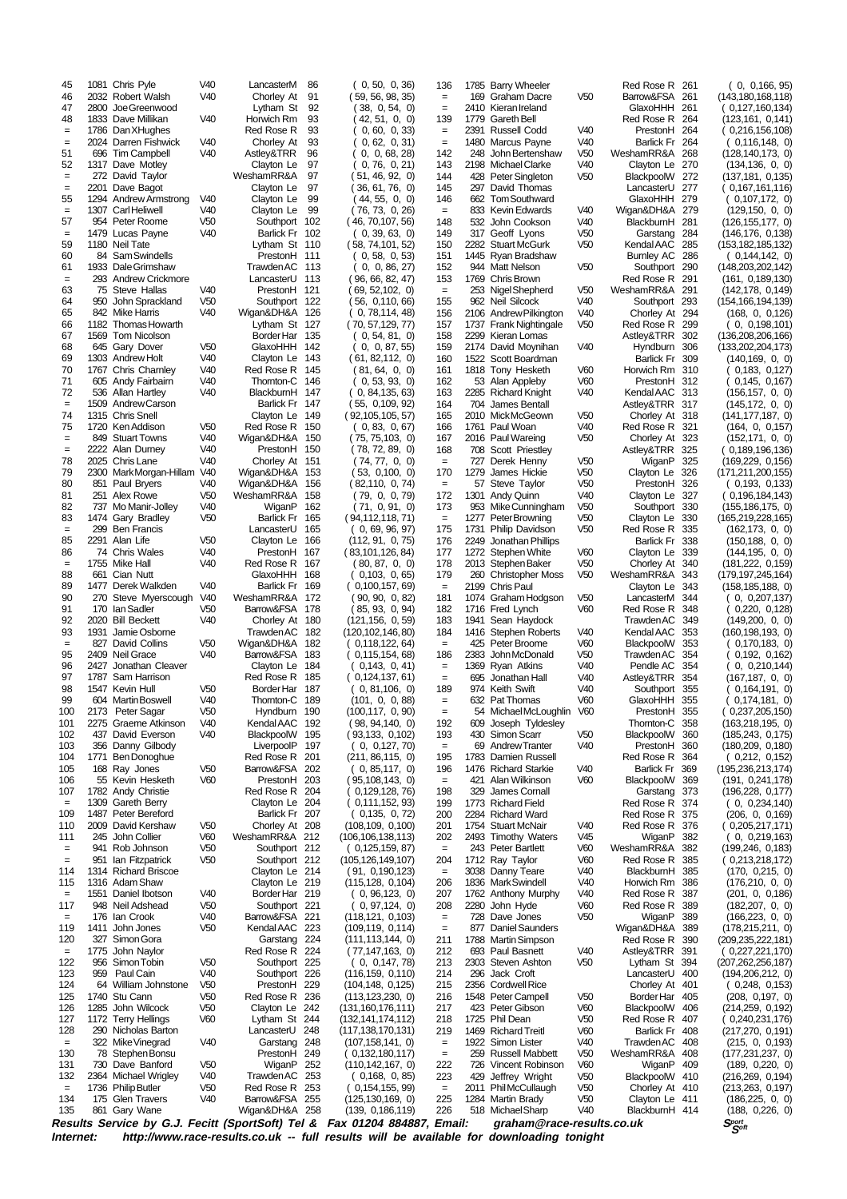| Pos | No | Name | Cat | Club | Pts | Scores |
|---|---|---|---|---|---|---|
| 45 | 1081 | Chris Pyle | V40 | LancasterM | 86 | ( 0, 50, 0, 36) |
| 46 | 2032 | Robert Walsh | V40 | Chorley At | 91 | ( 59, 56, 98, 35) |
| 47 | 2800 | Joe Greenwood | | Lytham St | 92 | ( 38, 0, 54, 0) |
| 48 | 1833 | Dave Millikan | V40 | Horwich Rm | 93 | ( 42, 51, 0, 0) |
| = | 1786 | Dan X Hughes | | Red Rose R | 93 | ( 0, 60, 0, 33) |
| = | 2024 | Darren Fishwick | V40 | Chorley At | 93 | ( 0, 62, 0, 31) |
| 51 | 696 | Tim Campbell | V40 | Astley&TRR | 96 | ( 0, 0, 68, 28) |
| 52 | 1317 | Dave Motley | | Clayton Le | 97 | ( 0, 76, 0, 21) |
| = | 272 | David Taylor | | WeshamRR&A | 97 | ( 51, 46, 92, 0) |
| = | 2201 | Dave Bagot | | Clayton Le | 97 | ( 36, 61, 76, 0) |
| 55 | 1294 | Andrew Armstrong | V40 | Clayton Le | 99 | ( 44, 55, 0, 0) |
| = | 1307 | Carl Heliwell | V40 | Clayton Le | 99 | ( 76, 73, 0, 26) |
| 57 | 954 | Peter Roome | V50 | Southport | 102 | ( 46, 70,107, 56) |
| = | 1479 | Lucas Payne | V40 | Barlick Fr | 102 | ( 0, 39, 63, 0) |
| 59 | 1180 | Neil Tate | | Lytham St | 110 | ( 58, 74,101, 52) |
| 60 | 84 | Sam Swindells | | PrestonH | 111 | ( 0, 58, 0, 53) |
| 61 | 1933 | Dale Grimshaw | | Trawden AC | 113 | ( 0, 0, 86, 27) |
| = | 293 | Andrew Crickmore | | LancasterU | 113 | ( 96, 66, 82, 47) |
| 63 | 75 | Steve Hallas | V40 | PrestonH | 121 | ( 69, 52,102, 0) |
| 64 | 950 | John Sprackland | V50 | Southport | 122 | ( 56, 0,110, 66) |
| 65 | 842 | Mike Harris | V40 | Wigan&DH&A | 126 | ( 0, 78,114, 48) |
| 66 | 1182 | Thomas Howarth | | Lytham St | 127 | ( 70, 57,129, 77) |
| 67 | 1569 | Tom Nicolson | | Border Har | 135 | ( 0, 54, 81, 0) |
| 68 | 645 | Gary Dover | V50 | GlaxoHHH | 142 | ( 0, 0, 87, 55) |
| 69 | 1303 | Andrew Holt | V40 | Clayton Le | 143 | ( 61, 82,112, 0) |
| 70 | 1767 | Chris Charnley | V40 | Red Rose R | 145 | ( 81, 64, 0, 0) |
| 71 | 605 | Andy Fairbairn | V40 | Thornton-C | 146 | ( 0, 53, 93, 0) |
| 72 | 536 | Allan Hartley | V40 | BlackburnH | 147 | ( 0, 84,135, 63) |
| = | 1509 | Andrew Carson | | Barlick Fr | 147 | ( 55, 0,109, 92) |
| 74 | 1315 | Chris Snell | | Clayton Le | 149 | ( 92,105,105, 57) |
| 75 | 1720 | Ken Addison | V50 | Red Rose R | 150 | ( 0, 83, 0, 67) |
| = | 849 | Stuart Towns | V40 | Wigan&DH&A | 150 | ( 75, 75,103, 0) |
| = | 2222 | Alan Durney | V40 | PrestonH | 150 | ( 78, 72, 89, 0) |
| 78 | 2025 | Chris Lane | V40 | Chorley At | 151 | ( 74, 77, 0, 0) |
| 79 | 2300 | Mark Morgan-Hillam | V40 | Wigan&DH&A | 153 | ( 53, 0,100, 0) |
| 80 | 851 | Paul Bryers | V40 | Wigan&DH&A | 156 | ( 82,110, 0, 74) |
| 81 | 251 | Alex Rowe | V50 | WeshamRR&A | 158 | ( 79, 0, 0, 79) |
| 82 | 737 | Mo Manir-Jolley | V40 | WiganP | 162 | ( 71, 0, 91, 0) |
| 83 | 1474 | Gary Bradley | V50 | Barlick Fr | 165 | ( 94,112,118, 71) |
| = | 299 | Ben Francis | | LancasterU | 165 | ( 0, 69, 96, 97) |
| 85 | 2291 | Alan Life | V50 | Clayton Le | 166 | (112, 91, 0, 75) |
| 86 | 74 | Chris Wales | V40 | PrestonH | 167 | ( 83,101,126, 84) |
| = | 1755 | Mike Hall | V40 | Red Rose R | 167 | ( 80, 87, 0, 0) |
| 88 | 661 | Cian Nutt | | GlaxoHHH | 168 | ( 0,103, 0, 65) |
| 89 | 1477 | Derek Walkden | V40 | Barlick Fr | 169 | ( 0,100,157, 69) |
| 90 | 270 | Steve Myerscough | V40 | WeshamRR&A | 172 | ( 90, 90, 0, 82) |
| 91 | 170 | Ian Sadler | V50 | Barrow&FSA | 178 | ( 85, 93, 0, 94) |
| 92 | 2020 | Bill Beckett | V40 | Chorley At | 180 | (121,156, 0, 59) |
| 93 | 1931 | Jamie Osborne | | Trawden AC | 182 | (120,102,146, 80) |
| = | 827 | David Collins | V50 | Wigan&DH&A | 182 | ( 0,118,122, 64) |
| 95 | 2409 | Neil Grace | V40 | Barrow&FSA | 183 | ( 0,115,154, 68) |
| 96 | 2427 | Jonathan Cleaver | | Clayton Le | 184 | ( 0,143, 0, 41) |
| 97 | 1787 | Sam Harrison | | Red Rose R | 185 | ( 0,124,137, 61) |
| 98 | 1547 | Kevin Hull | V50 | Border Har | 187 | ( 0, 81,106, 0) |
| 99 | 604 | Martin Boswell | V40 | Thornton-C | 189 | (101, 0, 0, 88) |
| 100 | 2173 | Peter Sagar | V50 | Hyndburn | 190 | (100,117, 0, 90) |
| 101 | 2275 | Graeme Atkinson | V40 | Kendal AAC | 192 | ( 98, 94,140, 0) |
| 102 | 437 | David Everson | V40 | BlackpoolW | 195 | ( 93,133, 0,102) |
| 103 | 356 | Danny Gilbody | | LiverpoolP | 197 | ( 0, 0,127, 70) |
| 104 | 1771 | Ben Donoghue | | Red Rose R | 201 | (211, 86,115, 0) |
| 105 | 168 | Ray Jones | V50 | Barrow&FSA | 202 | ( 0, 85,117, 0) |
| 106 | 55 | Kevin Hesketh | V60 | PrestonH | 203 | ( 95,108,143, 0) |
| 107 | 1782 | Andy Christie | | Red Rose R | 204 | ( 0,129,128, 76) |
| = | 1309 | Gareth Berry | | Clayton Le | 204 | ( 0,111,152, 93) |
| 109 | 1487 | Peter Bereford | | Barlick Fr | 207 | ( 0,135, 0, 72) |
| 110 | 2009 | David Kershaw | V50 | Chorley At | 208 | (108,109, 0,100) |
| 111 | 245 | John Collier | V60 | WeshamRR&A | 212 | (106,106,138,113) |
| = | 941 | Rob Johnson | V50 | Southport | 212 | ( 0,125,159, 87) |
| = | 951 | Ian Fitzpatrick | V50 | Southport | 212 | (105,126,149,107) |
| 114 | 1314 | Richard Briscoe | | Clayton Le | 214 | ( 91, 0,190,123) |
| 115 | 1316 | Adam Shaw | | Clayton Le | 219 | (115,128, 0,104) |
| = | 1551 | Daniel Ibotson | V40 | Border Har | 219 | ( 0, 96,123, 0) |
| 117 | 948 | Neil Adshead | V50 | Southport | 221 | ( 0, 97,124, 0) |
| = | 176 | Ian Crook | V40 | Barrow&FSA | 221 | (118,121, 0,103) |
| 119 | 1411 | John Jones | V50 | Kendal AAC | 223 | (109,119, 0,114) |
| 120 | 327 | Simon Gora | | Garstang | 224 | (111,113,144, 0) |
| = | 1775 | John Naylor | | Red Rose R | 224 | ( 77,147,163, 0) |
| 122 | 956 | Simon Tobin | V50 | Southport | 225 | ( 0, 0,147, 78) |
| 123 | 959 | Paul Cain | V40 | Southport | 226 | (116,159, 0,110) |
| 124 | 64 | William Johnstone | V50 | PrestonH | 229 | (104,148, 0,125) |
| 125 | 1740 | Stu Cann | V50 | Red Rose R | 236 | (113,123,230, 0) |
| 126 | 1285 | John Wilcock | V50 | Clayton Le | 242 | (131,160,176,111) |
| 127 | 1172 | Terry Hellings | V60 | Lytham St | 244 | (132,141,174,112) |
| 128 | 290 | Nicholas Barton | | LancasterU | 248 | (117,138,170,131) |
| = | 322 | Mike Vinegrad | V40 | Garstang | 248 | (107,158,141, 0) |
| 130 | 78 | Stephen Bonsu | | PrestonH | 249 | ( 0,132,180,117) |
| 131 | 730 | Dave Banford | V50 | WiganP | 252 | (110,142,167, 0) |
| 132 | 2364 | Michael Wrigley | V40 | Trawden AC | 253 | ( 0,168, 0, 85) |
| = | 1736 | Philip Butler | V50 | Red Rose R | 253 | ( 0,154,155, 99) |
| 134 | 175 | Glen Travers | V40 | Barrow&FSA | 255 | (125,130,169, 0) |
| 135 | 861 | Gary Wane | | Wigan&DH&A | 258 | (139, 0,186,119) |
| 136 | 1785 | Barry Wheeler | | Red Rose R | 261 | ( 0, 0,166, 95) |
| = | 169 | Graham Dacre | V50 | Barrow&FSA | 261 | (143,180,168,118) |
| = | 2410 | Kieran Ireland | | GlaxoHHH | 261 | ( 0,127,160,134) |
| 139 | 1779 | Gareth Bell | | Red Rose R | 264 | (123,161, 0,141) |
| = | 2391 | Russell Codd | V40 | PrestonH | 264 | ( 0,216,156,108) |
| = | 1480 | Marcus Payne | V40 | Barlick Fr | 264 | ( 0,116,148, 0) |
| 142 | 248 | John Bertenshaw | V50 | WeshamRR&A | 268 | (128,140,173, 0) |
| 143 | 2198 | Michael Clarke | V40 | Clayton Le | 270 | (134,136, 0, 0) |
| 144 | 428 | Peter Singleton | V50 | BlackpoolW | 272 | (137,181, 0,135) |
| 145 | 297 | David Thomas | | LancasterU | 277 | ( 0,167,161,116) |
| 146 | 662 | Tom Southward | | GlaxoHHH | 279 | ( 0,107,172, 0) |
| = | 833 | Kevin Edwards | V40 | Wigan&DH&A | 279 | (129,150, 0, 0) |
| 148 | 532 | John Cookson | V40 | BlackburnH | 281 | (126,155,177, 0) |
| 149 | 317 | Geoff Lyons | V50 | Garstang | 284 | (146,176, 0,138) |
| 150 | 2282 | Stuart McGurk | V50 | Kendal AAC | 285 | (153,182,185,132) |
| 151 | 1445 | Ryan Bradshaw | | Burnley AC | 286 | ( 0,144,142, 0) |
| 152 | 944 | Matt Nelson | V50 | Southport | 290 | (148,203,202,142) |
| 153 | 1769 | Chris Brown | | Red Rose R | 291 | (161, 0,189,130) |
| = | 253 | Nigel Shepherd | V50 | WeshamRR&A | 291 | (142,178, 0,149) |
| 155 | 962 | Neil Silcock | V40 | Southport | 293 | (154,166,194,139) |
| 156 | 2106 | Andrew Pilkington | V40 | Chorley At | 294 | (168, 0, 0,126) |
| 157 | 1737 | Frank Nightingale | V50 | Red Rose R | 299 | ( 0, 0,198,101) |
| 158 | 2299 | Kieran Lomas | | Astley&TRR | 302 | (136,208,206,166) |
| 159 | 2174 | David Moynihan | V40 | Hyndburn | 306 | (133,202,204,173) |
| 160 | 1522 | Scott Boardman | | Barlick Fr | 309 | (140,169, 0, 0) |
| 161 | 1818 | Tony Hesketh | V60 | Horwich Rm | 310 | ( 0,183, 0,127) |
| 162 | 53 | Alan Appleby | V60 | PrestonH | 312 | ( 0,145, 0,167) |
| 163 | 2285 | Richard Knight | V40 | Kendal AAC | 313 | (156,157, 0, 0) |
| 164 | 704 | James Bentall | | Astley&TRR | 317 | (145,172, 0, 0) |
| 165 | 2010 | Mick McGeown | V50 | Chorley At | 318 | (141,177,187, 0) |
| 166 | 1761 | Paul Woan | V40 | Red Rose R | 321 | (164, 0, 0,157) |
| 167 | 2016 | Paul Wareing | V50 | Chorley At | 323 | (152,171, 0, 0) |
| 168 | 708 | Scott Priestley | | Astley&TRR | 325 | ( 0,189,196,136) |
| = | 727 | Derek Henny | V50 | WiganP | 325 | (169,229, 0,156) |
| 170 | 1279 | James Hickie | V50 | Clayton Le | 326 | (171,211,200,155) |
| = | 57 | Steve Taylor | V50 | PrestonH | 326 | ( 0,193, 0,133) |
| 172 | 1301 | Andy Quinn | V40 | Clayton Le | 327 | ( 0,196,184,143) |
| 173 | 953 | Mike Cunningham | V50 | Southport | 330 | (155,186,175, 0) |
| = | 1277 | Peter Browning | V50 | Clayton Le | 330 | (165,219,228,165) |
| 175 | 1731 | Philip Davidson | V50 | Red Rose R | 335 | (162,173, 0, 0) |
| 176 | 2249 | Jonathan Phillips | | Barlick Fr | 338 | (150,188, 0, 0) |
| 177 | 1272 | Stephen White | V60 | Clayton Le | 339 | (144,195, 0, 0) |
| 178 | 2013 | Stephen Baker | V50 | Chorley At | 340 | (181,222, 0,159) |
| 179 | 260 | Christopher Moss | V50 | WeshamRR&A | 343 | (179,197,245,164) |
| = | 2199 | Chris Paul | | Clayton Le | 343 | (158,185,188, 0) |
| 181 | 1074 | Graham Hodgson | V50 | LancasterM | 344 | ( 0, 0,207,137) |
| 182 | 1716 | Fred Lynch | V60 | Red Rose R | 348 | ( 0,220, 0,128) |
| 183 | 1941 | Sean Haydock | | Trawden AC | 349 | (149,200, 0, 0) |
| 184 | 1416 | Stephen Roberts | V40 | Kendal AAC | 353 | (160,198,193, 0) |
| = | 425 | Peter Broome | V60 | BlackpoolW | 353 | ( 0,170,183, 0) |
| 186 | 2383 | John McDonald | V50 | Trawden AC | 354 | ( 0,192, 0,162) |
| = | 1369 | Ryan Atkins | V40 | Pendle AC | 354 | ( 0, 0,210,144) |
| = | 695 | Jonathan Hall | V40 | Astley&TRR | 354 | (167,187, 0, 0) |
| 189 | 974 | Keith Swift | V40 | Southport | 355 | ( 0,164,191, 0) |
| = | 632 | Pat Thomas | V60 | GlaxoHHH | 355 | ( 0,174,181, 0) |
| = | 54 | Michael McLoughlin | V60 | PrestonH | 355 | ( 0,237,205,150) |
| 192 | 609 | Joseph Tyldesley | | Thornton-C | 358 | (163,218,195, 0) |
| 193 | 430 | Simon Scarr | V50 | BlackpoolW | 360 | (185,243, 0,175) |
| = | 69 | Andrew Tranter | V40 | PrestonH | 360 | (180,209, 0,180) |
| 195 | 1783 | Damien Russell | | Red Rose R | 364 | ( 0,212, 0,152) |
| 196 | 1476 | Richard Starkie | V40 | Barlick Fr | 369 | (195,236,213,174) |
| = | 421 | Alan Wilkinson | V60 | BlackpoolW | 369 | (191, 0,241,178) |
| 198 | 329 | James Cornall | | Garstang | 373 | (196,228, 0,177) |
| 199 | 1773 | Richard Field | | Red Rose R | 374 | ( 0, 0,234,140) |
| 200 | 2284 | Richard Ward | | Red Rose R | 375 | (206, 0, 0,169) |
| 201 | 1754 | Stuart McNair | V40 | Red Rose R | 376 | ( 0,205,217,171) |
| 202 | 2493 | Timothy Waters | V45 | WiganP | 382 | ( 0, 0,219,163) |
| = | 243 | Peter Bartlett | V60 | WeshamRR&A | 382 | (199,246, 0,183) |
| 204 | 1712 | Ray Taylor | V60 | Red Rose R | 385 | ( 0,213,218,172) |
| = | 3038 | Danny Teare | V40 | BlackburnH | 385 | (170, 0,215, 0) |
| 206 | 1836 | Mark Swindell | V40 | Horwich Rm | 386 | (176,210, 0, 0) |
| 207 | 1762 | Anthony Murphy | V40 | Red Rose R | 387 | (201, 0, 0,186) |
| 208 | 2280 | John Hyde | V60 | Red Rose R | 389 | (182,207, 0, 0) |
| = | 728 | Dave Jones | V50 | WiganP | 389 | (166,223, 0, 0) |
| = | 877 | Daniel Saunders | | Wigan&DH&A | 389 | (178,215,211, 0) |
| 211 | 1788 | Martin Simpson | | Red Rose R | 390 | (209,235,222,181) |
| 212 | 693 | Paul Basnett | V40 | Astley&TRR | 391 | ( 0,227,221,170) |
| 213 | 2303 | Steven Ashton | V50 | Lytham St | 394 | (207,262,256,187) |
| 214 | 296 | Jack Croft | | LancasterU | 400 | (194,206,212, 0) |
| 215 | 2356 | Cordwell Rice | | Chorley At | 401 | ( 0,248, 0,153) |
| 216 | 1548 | Peter Campell | V50 | Border Har | 405 | (208, 0,197, 0) |
| 217 | 423 | Peter Gibson | V60 | BlackpoolW | 406 | (214,259, 0,192) |
| 218 | 1725 | Phil Dean | V50 | Red Rose R | 407 | ( 0,240,231,176) |
| 219 | 1469 | Richard Treitl | V60 | Barlick Fr | 408 | (217,270, 0,191) |
| = | 1922 | Simon Lister | V40 | Trawden AC | 408 | (215, 0, 0,193) |
| = | 259 | Russell Mabbett | V50 | WeshamRR&A | 408 | (177,231,237, 0) |
| 222 | 726 | Vincent Robinson | V60 | WiganP | 409 | (189, 0,220, 0) |
| 223 | 429 | Jeffrey Wright | V50 | BlackpoolW | 410 | (216,269, 0,194) |
| = | 2011 | Phil McCullaugh | V50 | Chorley At | 410 | (213,263, 0,197) |
| 225 | 1284 | Martin Brady | V50 | Clayton Le | 411 | (186,225, 0, 0) |
| 226 | 518 | Michael Sharp | V40 | BlackburnH | 414 | (188, 0,226, 0) |

***Results Service by G.J. Fecitt (SportSoft) Tel & Fax 01204 884887, Email: graham@race-results.co.uk***

***Internet: http://www.race-results.co.uk -- full results will be available for downloading tonight***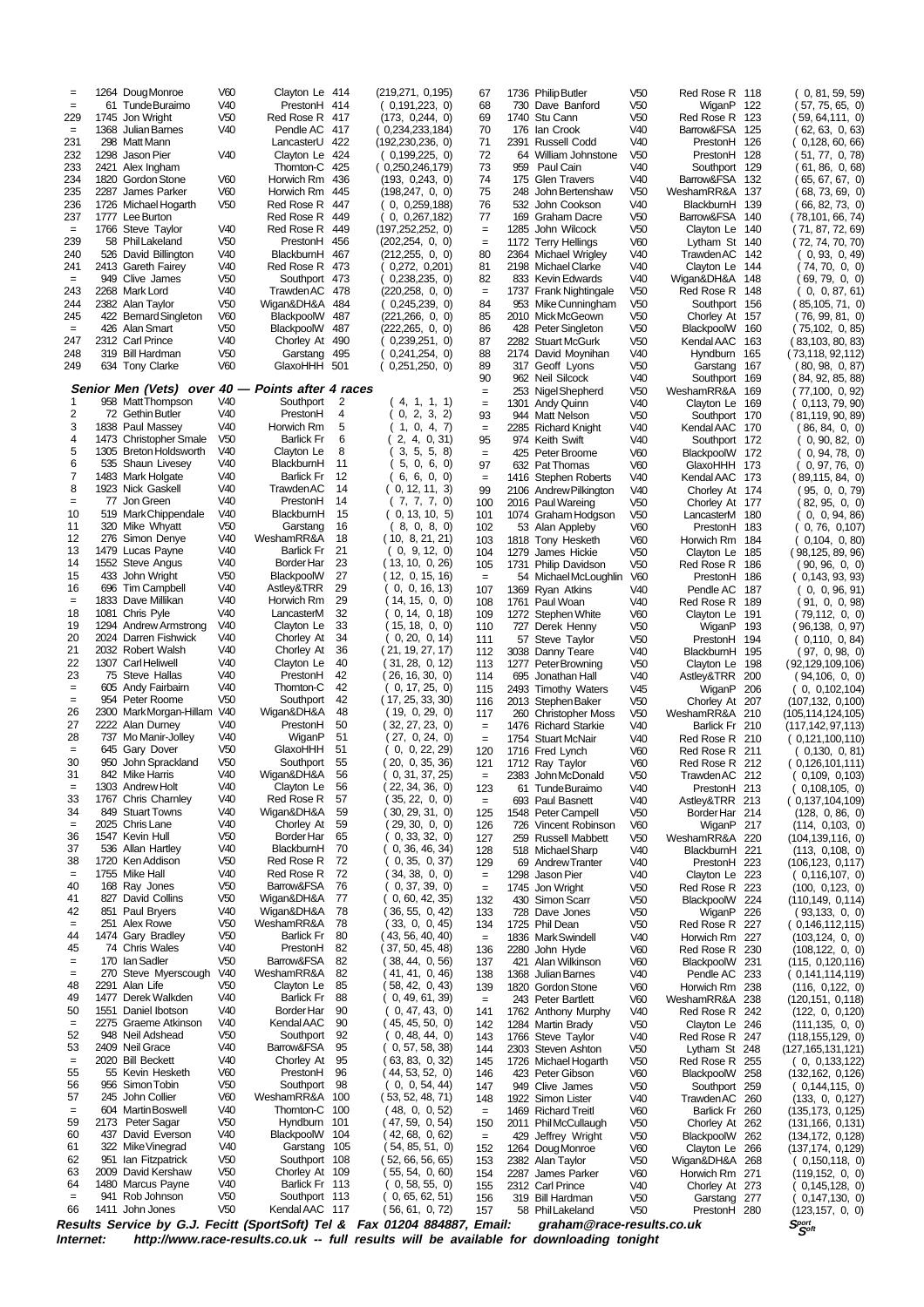| Pos | No | Name | Cat | Club | Pts | Scores |
|---|---|---|---|---|---|---|
| = | 1264 | Doug Monroe | V60 | Clayton Le | 414 | (219,271, 0,195) |
| = | 61 | Tunde Buraimo | V40 | PrestonH | 414 | ( 0,191,223, 0) |
| 229 | 1745 | Jon Wright | V50 | Red Rose R | 417 | (173, 0,244, 0) |
| = | 1368 | Julian Barnes | V40 | Pendle AC | 417 | ( 0,234,233,184) |
| 231 | 298 | Matt Mann | | LancasterU | 422 | (192,230,236, 0) |
| 232 | 1298 | Jason Pier | V40 | Clayton Le | 424 | ( 0,199,225, 0) |
| 233 | 2421 | Alex Ingham | | Thornton-C | 425 | ( 0,250,246,179) |
| 234 | 1820 | Gordon Stone | V60 | Horwich Rm | 436 | (193, 0,243, 0) |
| 235 | 2287 | James Parker | V60 | Horwich Rm | 445 | (198,247, 0, 0) |
| 236 | 1726 | Michael Hogarth | V50 | Red Rose R | 447 | ( 0, 0,259,188) |
| 237 | 1777 | Lee Burton | | Red Rose R | 449 | ( 0, 0,267,182) |
| = | 1766 | Steve Taylor | V40 | Red Rose R | 449 | (197,252,252, 0) |
| 239 | 58 | Phil Lakeland | V50 | PrestonH | 456 | (202,254, 0, 0) |
| 240 | 526 | David Billington | V40 | BlackburnH | 467 | (212,255, 0, 0) |
| 241 | 2413 | Gareth Fairey | V40 | Red Rose R | 473 | ( 0,272, 0,201) |
| = | 949 | Clive James | V50 | Southport | 473 | ( 0,238,235, 0) |
| 243 | 2268 | Mark Lord | V40 | TrawdenAC | 478 | (220,258, 0, 0) |
| 244 | 2382 | Alan Taylor | V50 | Wigan&DH&A | 484 | ( 0,245,239, 0) |
| 245 | 422 | Bernard Singleton | V60 | BlackpoolW | 487 | (221,266, 0, 0) |
| = | 426 | Alan Smart | V50 | BlackpoolW | 487 | (222,265, 0, 0) |
| 247 | 2312 | Carl Prince | V40 | Chorley At | 490 | ( 0,239,251, 0) |
| 248 | 319 | Bill Hardman | V50 | Garstang | 495 | ( 0,241,254, 0) |
| 249 | 634 | Tony Clarke | V60 | GlaxoHHH | 501 | ( 0,251,250, 0) |

### Senior Men (Vets) over 40 — Points after 4 races

| Pos | No | Name | Cat | Club | Pts | Scores |
|---|---|---|---|---|---|---|
| 1 | 958 | Matt Thompson | V40 | Southport | 2 | ( 4, 1, 1, 1) |
| 2 | 72 | Gethin Butler | V40 | PrestonH | 4 | ( 0, 2, 3, 2) |
| 3 | 1838 | Paul Massey | V40 | Horwich Rm | 5 | ( 1, 0, 4, 7) |
| 4 | 1473 | Christopher Smale | V50 | Barlick Fr | 6 | ( 2, 4, 0, 31) |
| 5 | 1305 | Breton Holdsworth | V40 | Clayton Le | 8 | ( 3, 5, 5, 8) |
| 6 | 535 | Shaun Livesey | V40 | BlackburnH | 11 | ( 5, 0, 6, 0) |
| 7 | 1483 | Mark Holgate | V40 | Barlick Fr | 12 | ( 6, 6, 0, 0) |
| 8 | 1923 | Nick Gaskell | V40 | TrawdenAC | 14 | ( 0, 12, 11, 3) |
| = | 77 | Jon Green | V40 | PrestonH | 14 | ( 7, 7, 7, 0) |
| 10 | 519 | Mark Chippendale | V40 | BlackburnH | 15 | ( 0, 13, 10, 5) |
| 11 | 320 | Mike Whyatt | V50 | Garstang | 16 | ( 8, 0, 8, 0) |
| 12 | 276 | Simon Denye | V40 | WeshamRR&A | 18 | ( 10, 8, 21, 21) |
| 13 | 1479 | Lucas Payne | V40 | Barlick Fr | 21 | ( 0, 9, 12, 0) |
| 14 | 1552 | Steve Angus | V40 | Border Har | 23 | ( 13, 10, 0, 26) |
| 15 | 433 | John Wright | V50 | BlackpoolW | 27 | ( 12, 0, 15, 16) |
| 16 | 696 | Tim Campbell | V40 | Astley&TRR | 29 | ( 0, 0, 16, 13) |
| = | 1833 | Dave Millikan | V40 | Horwich Rm | 29 | ( 14, 15, 0, 0) |
| 18 | 1081 | Chris Pyle | V40 | LancasterM | 32 | ( 0, 14, 0, 18) |
| 19 | 1294 | Andrew Armstrong | V40 | Clayton Le | 33 | ( 15, 18, 0, 0) |
| 20 | 2024 | Darren Fishwick | V40 | Chorley At | 34 | ( 0, 20, 0, 14) |
| 21 | 2032 | Robert Walsh | V40 | Chorley At | 36 | ( 21, 19, 27, 17) |
| 22 | 1307 | Carl Heliwell | V40 | Clayton Le | 40 | ( 31, 28, 0, 12) |
| 23 | 75 | Steve Hallas | V40 | PrestonH | 42 | ( 26, 16, 30, 0) |
| = | 605 | Andy Fairbairn | V40 | Thornton-C | 42 | ( 0, 17, 25, 0) |
| = | 954 | Peter Roome | V50 | Southport | 42 | ( 17, 25, 33, 30) |
| 26 | 2300 | Mark Morgan-Hillam | V40 | Wigan&DH&A | 48 | ( 19, 0, 29, 0) |
| 27 | 2222 | Alan Durney | V40 | PrestonH | 50 | ( 32, 27, 23, 0) |
| 28 | 737 | Mo Manir-Jolley | V40 | WiganP | 51 | ( 27, 0, 24, 0) |
| = | 645 | Gary Dover | V50 | GlaxoHHH | 51 | ( 0, 0, 22, 29) |
| 30 | 950 | John Sprackland | V50 | Southport | 55 | ( 20, 0, 35, 36) |
| 31 | 842 | Mike Harris | V40 | Wigan&DH&A | 56 | ( 0, 31, 37, 25) |
| = | 1303 | Andrew Holt | V40 | Clayton Le | 56 | ( 22, 34, 36, 0) |
| 33 | 1767 | Chris Charnley | V40 | Red Rose R | 57 | ( 35, 22, 0, 0) |
| 34 | 849 | Stuart Towns | V40 | Wigan&DH&A | 59 | ( 30, 29, 31, 0) |
| = | 2025 | Chris Lane | V40 | Chorley At | 59 | ( 29, 30, 0, 0) |
| 36 | 1547 | Kevin Hull | V50 | Border Har | 65 | ( 0, 33, 32, 0) |
| 37 | 536 | Allan Hartley | V40 | BlackburnH | 70 | ( 0, 36, 46, 34) |
| 38 | 1720 | Ken Addison | V50 | Red Rose R | 72 | ( 0, 35, 0, 37) |
| = | 1755 | Mike Hall | V40 | Red Rose R | 72 | ( 34, 38, 0, 0) |
| 40 | 168 | Ray Jones | V50 | Barrow&FSA | 76 | ( 0, 37, 39, 0) |
| 41 | 827 | David Collins | V50 | Wigan&DH&A | 77 | ( 0, 60, 42, 35) |
| 42 | 851 | Paul Bryers | V40 | Wigan&DH&A | 78 | ( 36, 55, 0, 42) |
| = | 251 | Alex Rowe | V50 | WeshamRR&A | 78 | ( 33, 0, 0, 45) |
| 44 | 1474 | Gary Bradley | V50 | Barlick Fr | 80 | ( 43, 56, 40, 40) |
| 45 | 74 | Chris Wales | V40 | PrestonH | 82 | ( 37, 50, 45, 48) |
| = | 170 | Ian Sadler | V50 | Barrow&FSA | 82 | ( 38, 44, 0, 56) |
| = | 270 | Steve Myerscough | V40 | WeshamRR&A | 82 | ( 41, 41, 0, 46) |
| 48 | 2291 | Alan Life | V50 | Clayton Le | 85 | ( 58, 42, 0, 43) |
| 49 | 1477 | Derek Walkden | V40 | Barlick Fr | 88 | ( 0, 49, 61, 39) |
| 50 | 1551 | Daniel Ibotson | V40 | Border Har | 90 | ( 0, 47, 43, 0) |
| = | 2275 | Graeme Atkinson | V40 | Kendal AAC | 90 | ( 45, 45, 50, 0) |
| 52 | 948 | Neil Adshead | V50 | Southport | 92 | ( 0, 48, 44, 0) |
| 53 | 2409 | Neil Grace | V40 | Barrow&FSA | 95 | ( 0, 57, 58, 38) |
| = | 2020 | Bill Beckett | V40 | Chorley At | 95 | ( 63, 83, 0, 32) |
| 55 | 55 | Kevin Hesketh | V60 | PrestonH | 96 | ( 44, 53, 52, 0) |
| 56 | 956 | Simon Tobin | V50 | Southport | 98 | ( 0, 0, 54, 44) |
| 57 | 245 | John Collier | V60 | WeshamRR&A | 100 | ( 53, 52, 48, 71) |
| = | 604 | Martin Boswell | V40 | Thornton-C | 100 | ( 48, 0, 0, 52) |
| 59 | 2173 | Peter Sagar | V50 | Hyndburn | 101 | ( 47, 59, 0, 54) |
| 60 | 437 | David Everson | V40 | BlackpoolW | 104 | ( 42, 68, 0, 62) |
| 61 | 322 | Mike Vinegrad | V40 | Garstang | 105 | ( 54, 85, 51, 0) |
| 62 | 951 | Ian Fitzpatrick | V50 | Southport | 108 | ( 52, 66, 56, 65) |
| 63 | 2009 | David Kershaw | V50 | Chorley At | 109 | ( 55, 54, 0, 60) |
| 64 | 1480 | Marcus Payne | V40 | Barlick Fr | 113 | ( 0, 58, 55, 0) |
| = | 941 | Rob Johnson | V50 | Southport | 113 | ( 0, 65, 62, 51) |
| 66 | 1411 | John Jones | V50 | Kendal AAC | 117 | ( 56, 61, 0, 72) |
| 67 | 1736 | Philip Butler | V50 | Red Rose R | 118 | ( 0, 81, 59, 59) |
| 68 | 730 | Dave Banford | V50 | WiganP | 122 | ( 57, 75, 65, 0) |
| 69 | 1740 | Stu Cann | V50 | Red Rose R | 123 | ( 59, 64,111, 0) |
| 70 | 176 | Ian Crook | V40 | Barrow&FSA | 125 | ( 62, 63, 0, 63) |
| 71 | 2391 | Russell Codd | V40 | PrestonH | 126 | ( 0,128, 60, 66) |
| 72 | 64 | William Johnstone | V50 | PrestonH | 128 | ( 51, 77, 0, 78) |
| 73 | 959 | Paul Cain | V40 | Southport | 129 | ( 61, 86, 0, 68) |
| 74 | 175 | Glen Travers | V40 | Barrow&FSA | 132 | ( 65, 67, 67, 0) |
| 75 | 248 | John Bertenshaw | V50 | WeshamRR&A | 137 | ( 68, 73, 69, 0) |
| 76 | 532 | John Cookson | V40 | BlackburnH | 139 | ( 66, 82, 73, 0) |
| 77 | 169 | Graham Dacre | V50 | Barrow&FSA | 140 | ( 78,101, 66, 74) |
| = | 1285 | John Wilcock | V50 | Clayton Le | 140 | ( 71, 87, 72, 69) |
| = | 1172 | Terry Hellings | V60 | Lytham St | 140 | ( 72, 74, 70, 70) |
| 80 | 2364 | Michael Wrigley | V40 | TrawdenAC | 142 | ( 0, 93, 0, 49) |
| 81 | 2198 | Michael Clarke | V40 | Clayton Le | 144 | ( 74, 70, 0, 0) |
| 82 | 833 | Kevin Edwards | V40 | Wigan&DH&A | 148 | ( 69, 79, 0, 0) |
| = | 1737 | Frank Nightingale | V50 | Red Rose R | 148 | ( 0, 0, 87, 61) |
| 84 | 953 | Mike Cunningham | V50 | Southport | 156 | ( 85,105, 71, 0) |
| 85 | 2010 | Mick McGeown | V50 | Chorley At | 157 | ( 76, 99, 81, 0) |
| 86 | 428 | Peter Singleton | V50 | BlackpoolW | 160 | ( 75,102, 0, 85) |
| 87 | 2282 | Stuart McGurk | V50 | Kendal AAC | 163 | ( 83,103, 80, 83) |
| 88 | 2174 | David Moynihan | V40 | Hyndburn | 165 | ( 73,118, 92,112) |
| 89 | 317 | Geoff Lyons | V50 | Garstang | 167 | ( 80, 98, 0, 87) |
| 90 | 962 | Neil Silcock | V40 | Southport | 169 | ( 84, 92, 85, 88) |
| = | 253 | Nigel Shepherd | V50 | WeshamRR&A | 169 | ( 77,100, 0, 92) |
| = | 1301 | Andy Quinn | V40 | Clayton Le | 169 | ( 0,113, 79, 90) |
| 93 | 944 | Matt Nelson | V50 | Southport | 170 | ( 81,119, 90, 89) |
| = | 2285 | Richard Knight | V40 | Kendal AAC | 170 | ( 86, 84, 0, 0) |
| 95 | 974 | Keith Swift | V40 | Southport | 172 | ( 0, 90, 82, 0) |
| = | 425 | Peter Broome | V60 | BlackpoolW | 172 | ( 0, 94, 78, 0) |
| 97 | 632 | Pat Thomas | V60 | GlaxoHHH | 173 | ( 0, 97, 76, 0) |
| = | 1416 | Stephen Roberts | V40 | Kendal AAC | 173 | ( 89,115, 84, 0) |
| 99 | 2106 | Andrew Pilkington | V40 | Chorley At | 174 | ( 95, 0, 0, 79) |
| 100 | 2016 | Paul Wareing | V50 | Chorley At | 177 | ( 82, 95, 0, 0) |
| 101 | 1074 | Graham Hodgson | V50 | LancasterM | 180 | ( 0, 0, 94, 86) |
| 102 | 53 | Alan Appleby | V60 | PrestonH | 183 | ( 0, 76, 0,107) |
| 103 | 1818 | Tony Hesketh | V60 | Horwich Rm | 184 | ( 0,104, 0, 80) |
| 104 | 1279 | James Hickie | V50 | Clayton Le | 185 | ( 98,125, 89, 96) |
| 105 | 1731 | Philip Davidson | V50 | Red Rose R | 186 | ( 90, 96, 0, 0) |
| = | 54 | Michael McLoughlin | V60 | PrestonH | 186 | ( 0,143, 93, 93) |
| 107 | 1369 | Ryan Atkins | V40 | Pendle AC | 187 | ( 0, 0, 96, 91) |
| 108 | 1761 | Paul Woan | V40 | Red Rose R | 189 | ( 91, 0, 0, 98) |
| 109 | 1272 | Stephen White | V60 | Clayton Le | 191 | ( 79,112, 0, 0) |
| 110 | 727 | Derek Henny | V50 | WiganP | 193 | ( 96,138, 0, 97) |
| 111 | 57 | Steve Taylor | V50 | PrestonH | 194 | ( 0,110, 0, 84) |
| 112 | 3038 | Danny Teare | V40 | BlackburnH | 195 | ( 97, 0, 98, 0) |
| 113 | 1277 | Peter Browning | V50 | Clayton Le | 198 | ( 92,129,109,106) |
| 114 | 695 | Jonathan Hall | V40 | Astley&TRR | 200 | ( 94,106, 0, 0) |
| 115 | 2493 | Timothy Waters | V45 | WiganP | 206 | ( 0, 0,102,104) |
| 116 | 2013 | Stephen Baker | V50 | Chorley At | 207 | (107,132, 0,100) |
| 117 | 260 | Christopher Moss | V50 | WeshamRR&A | 210 | (105,114,124,105) |
| = | 1476 | Richard Starkie | V40 | Barlick Fr | 210 | (117,142, 97,113) |
| = | 1754 | Stuart McNair | V40 | Red Rose R | 210 | ( 0,121,100,110) |
| 120 | 1716 | Fred Lynch | V60 | Red Rose R | 211 | ( 0,130, 0, 81) |
| 121 | 1712 | Ray Taylor | V40 | Red Rose R | 212 | ( 0,126,101,111) |
| = | 2383 | John McDonald | V50 | TrawdenAC | 212 | ( 0,109, 0,103) |
| 123 | 61 | Tunde Buraimo | V40 | PrestonH | 213 | ( 0,108,105, 0) |
| = | 693 | Paul Basnett | V40 | Astley&TRR | 213 | ( 0,137,104,109) |
| 125 | 1548 | Peter Campell | V50 | Border Har | 214 | (128, 0, 86, 0) |
| 126 | 726 | Vincent Robinson | V60 | WiganP | 217 | (114, 0,103, 0) |
| 127 | 259 | Russell Mabbett | V50 | WeshamRR&A | 220 | (104,139,116, 0) |
| 128 | 518 | Michael Sharp | V40 | BlackburnH | 221 | (113, 0,108, 0) |
| 129 | 69 | Andrew Tranter | V40 | PrestonH | 223 | (106,123, 0,117) |
| = | 1298 | Jason Pier | V40 | Clayton Le | 223 | ( 0,116,107, 0) |
| = | 1745 | Jon Wright | V50 | Red Rose R | 223 | (100, 0,123, 0) |
| 132 | 430 | Simon Scarr | V50 | BlackpoolW | 224 | (110,149, 0,114) |
| 133 | 728 | Dave Jones | V50 | WiganP | 226 | ( 93,133, 0, 0) |
| 134 | 1725 | Phil Dean | V50 | Red Rose R | 227 | ( 0,146,112,115) |
| = | 1836 | Mark Swindell | V40 | Horwich Rm | 227 | (103,124, 0, 0) |
| 136 | 2280 | John Hyde | V60 | Red Rose R | 230 | (108,122, 0, 0) |
| 137 | 421 | Alan Wilkinson | V60 | BlackpoolW | 231 | (115, 0,120,116) |
| 138 | 1368 | Julian Barnes | V40 | Pendle AC | 233 | ( 0,141,114,119) |
| 139 | 1820 | Gordon Stone | V60 | Horwich Rm | 238 | (116, 0,122, 0) |
| = | 243 | Peter Bartlett | V60 | WeshamRR&A | 238 | (120,151, 0,118) |
| 141 | 1762 | Anthony Murphy | V40 | Red Rose R | 242 | (122, 0, 0,120) |
| 142 | 1284 | Martin Brady | V50 | Clayton Le | 246 | (111,135, 0, 0) |
| 143 | 1766 | Steve Taylor | V40 | Red Rose R | 247 | (118,155,129, 0) |
| 144 | 2303 | Steven Ashton | V50 | Lytham St | 248 | (127,165,131,121) |
| 145 | 1726 | Michael Hogarth | V50 | Red Rose R | 255 | ( 0, 0,133,122) |
| 146 | 423 | Peter Gibson | V60 | BlackpoolW | 258 | (132,162, 0,126) |
| 147 | 949 | Clive James | V50 | Southport | 259 | ( 0,144,115, 0) |
| 148 | 1922 | Simon Lister | V40 | TrawdenAC | 260 | (133, 0, 0,127) |
| = | 1469 | Richard Treitl | V60 | Barlick Fr | 260 | (135,173, 0,125) |
| 150 | 2011 | Phil McCullaugh | V50 | Chorley At | 262 | (131,166, 0,131) |
| = | 429 | Jeffrey Wright | V50 | BlackpoolW | 262 | (134,172, 0,128) |
| 152 | 1264 | Doug Monroe | V60 | Clayton Le | 266 | (137,174, 0,129) |
| 153 | 2382 | Alan Taylor | V50 | Wigan&DH&A | 268 | ( 0,150,118, 0) |
| 154 | 2287 | James Parker | V60 | Horwich Rm | 271 | (119,152, 0, 0) |
| 155 | 2312 | Carl Prince | V40 | Chorley At | 273 | ( 0,145,128, 0) |
| 156 | 319 | Bill Hardman | V50 | Garstang | 277 | ( 0,147,130, 0) |
| 157 | 58 | Phil Lakeland | V50 | PrestonH | 280 | (123,157, 0, 0) |

*Results Service by G.J. Fecitt (SportSoft) Tel & Fax 01204 884887, Email: graham@race-results.co.uk*

*Internet: http://www.race-results.co.uk -- full results will be available for downloading tonight*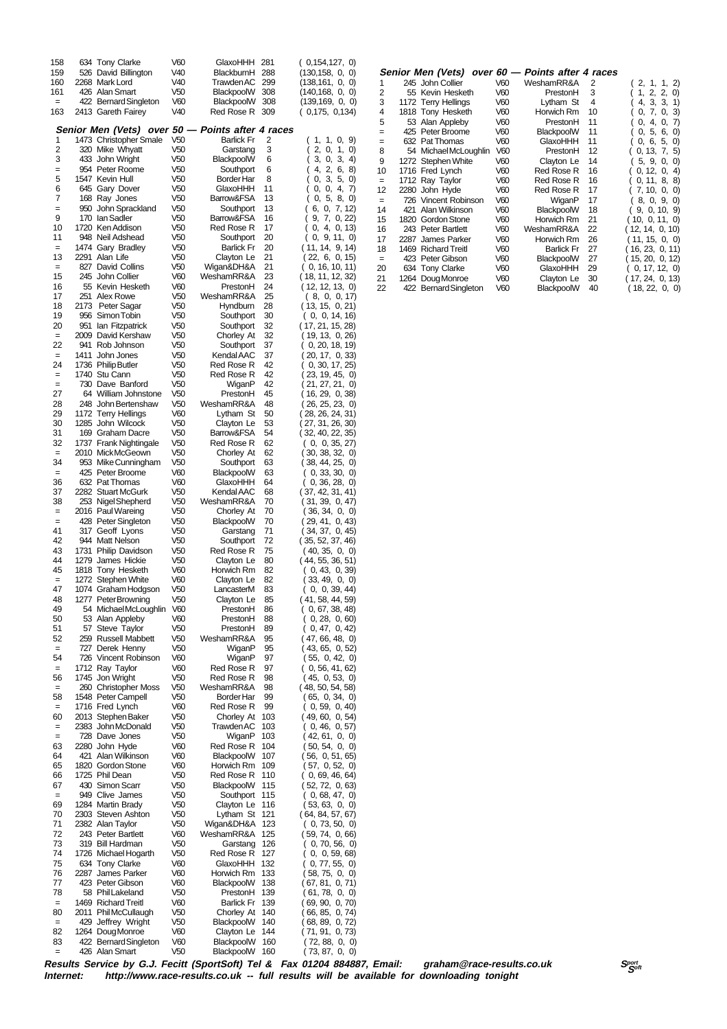| | | | | | | |
|---|---|---|---|---|---|---|
| 158 | 634 | Tony Clarke | V60 | GlaxoHHH | 281 | ( 0,154,127, 0) |
| 159 | 526 | David Billington | V40 | BlackburnH | 288 | (130,158, 0, 0) |
| 160 | 2268 | Mark Lord | V40 | Trawden AC | 299 | (138,161, 0, 0) |
| 161 | 426 | Alan Smart | V50 | BlackpoolW | 308 | (140,168, 0, 0) |
| = | 422 | Bernard Singleton | V60 | BlackpoolW | 308 | (139,169, 0, 0) |
| 163 | 2413 | Gareth Fairey | V40 | Red Rose R | 309 | ( 0,175, 0,134) |

### Senior Men (Vets) over 50 — Points after 4 races

| | | | | | | |
|---|---|---|---|---|---|---|
| 1 | 1473 | Christopher Smale | V50 | Barlick Fr | 2 | ( 1, 1, 0, 9) |
| 2 | 320 | Mike Whyatt | V50 | Garstang | 3 | ( 2, 0, 1, 0) |
| 3 | 433 | John Wright | V50 | BlackpoolW | 6 | ( 3, 0, 3, 4) |
| = | 954 | Peter Roome | V50 | Southport | 6 | ( 4, 2, 6, 8) |
| 5 | 1547 | Kevin Hull | V50 | Border Har | 8 | ( 0, 3, 5, 0) |
| 6 | 645 | Gary Dover | V50 | GlaxoHHH | 11 | ( 0, 0, 4, 7) |
| 7 | 168 | Ray Jones | V50 | Barrow&FSA | 13 | ( 0, 5, 8, 0) |
| = | 950 | John Sprackland | V50 | Southport | 13 | ( 6, 0, 7, 12) |
| 9 | 170 | Ian Sadler | V50 | Barrow&FSA | 16 | ( 9, 7, 0, 22) |
| 10 | 1720 | Ken Addison | V50 | Red Rose R | 17 | ( 0, 4, 0, 13) |
| 11 | 948 | Neil Adshead | V50 | Southport | 20 | ( 0, 9, 11, 0) |
| = | 1474 | Gary Bradley | V50 | Barlick Fr | 20 | ( 11, 14, 9, 14) |
| 13 | 2291 | Alan Life | V50 | Clayton Le | 21 | ( 22, 6, 0, 15) |
| = | 827 | David Collins | V50 | Wigan&DH&A | 21 | ( 0, 16, 10, 11) |
| 15 | 245 | John Collier | V60 | WeshamRR&A | 23 | ( 18, 11, 12, 32) |
| 16 | 55 | Kevin Hesketh | V60 | PrestonH | 24 | ( 12, 12, 13, 0) |
| 17 | 251 | Alex Rowe | V50 | WeshamRR&A | 25 | ( 8, 0, 0, 17) |
| 18 | 2173 | Peter Sagar | V50 | Hyndburn | 28 | ( 13, 15, 0, 21) |
| 19 | 956 | Simon Tobin | V50 | Southport | 30 | ( 0, 0, 14, 16) |
| 20 | 951 | Ian Fitzpatrick | V50 | Southport | 32 | ( 17, 21, 15, 28) |
| = | 2009 | David Kershaw | V50 | Chorley At | 32 | ( 19, 13, 0, 26) |
| 22 | 941 | Rob Johnson | V50 | Southport | 37 | ( 0, 20, 18, 19) |
| = | 1411 | John Jones | V50 | Kendal AAC | 37 | ( 20, 17, 0, 33) |
| 24 | 1736 | Philip Butler | V50 | Red Rose R | 42 | ( 0, 30, 17, 25) |
| = | 1740 | Stu Cann | V50 | Red Rose R | 42 | ( 23, 19, 45, 0) |
| = | 730 | Dave Banford | V50 | WiganP | 42 | ( 21, 27, 21, 0) |
| 27 | 64 | William Johnstone | V50 | PrestonH | 45 | ( 16, 29, 0, 38) |
| 28 | 248 | John Bertenshaw | V50 | WeshamRR&A | 48 | ( 26, 25, 23, 0) |
| 29 | 1172 | Terry Hellings | V60 | Lytham St | 50 | ( 28, 26, 24, 31) |
| 30 | 1285 | John Wilcock | V50 | Clayton Le | 53 | ( 27, 31, 26, 30) |
| 31 | 169 | Graham Dacre | V50 | Barrow&FSA | 54 | ( 32, 40, 22, 35) |
| 32 | 1737 | Frank Nightingale | V50 | Red Rose R | 62 | ( 0, 0, 35, 27) |
| = | 2010 | Mick McGeown | V50 | Chorley At | 62 | ( 30, 38, 32, 0) |
| 34 | 953 | Mike Cunningham | V50 | Southport | 63 | ( 38, 44, 25, 0) |
| = | 425 | Peter Broome | V60 | BlackpoolW | 63 | ( 0, 33, 30, 0) |
| 36 | 632 | Pat Thomas | V60 | GlaxoHHH | 64 | ( 0, 36, 28, 0) |
| 37 | 2282 | Stuart McGurk | V50 | Kendal AAC | 68 | ( 37, 42, 31, 41) |
| 38 | 253 | Nigel Shepherd | V50 | WeshamRR&A | 70 | ( 31, 39, 0, 47) |
| = | 2016 | Paul Wareing | V50 | Chorley At | 70 | ( 36, 34, 0, 0) |
| = | 428 | Peter Singleton | V50 | BlackpoolW | 70 | ( 29, 41, 0, 43) |
| 41 | 317 | Geoff Lyons | V50 | Garstang | 71 | ( 34, 37, 0, 45) |
| 42 | 944 | Matt Nelson | V50 | Southport | 72 | ( 35, 52, 37, 46) |
| 43 | 1731 | Philip Davidson | V50 | Red Rose R | 75 | ( 40, 35, 0, 0) |
| 44 | 1279 | James Hickie | V50 | Clayton Le | 80 | ( 44, 55, 36, 51) |
| 45 | 1818 | Tony Hesketh | V60 | Horwich Rm | 82 | ( 0, 43, 0, 39) |
| = | 1272 | Stephen White | V60 | Clayton Le | 82 | ( 33, 49, 0, 0) |
| 47 | 1074 | Graham Hodgson | V50 | LancasterM | 83 | ( 0, 0, 39, 44) |
| 48 | 1277 | Peter Browning | V50 | Clayton Le | 85 | ( 41, 58, 44, 59) |
| 49 | 54 | Michael McLoughlin | V60 | PrestonH | 86 | ( 0, 67, 38, 48) |
| 50 | 53 | Alan Appleby | V60 | PrestonH | 88 | ( 0, 28, 0, 60) |
| 51 | 57 | Steve Taylor | V50 | PrestonH | 89 | ( 0, 47, 0, 42) |
| 52 | 259 | Russell Mabbett | V50 | WeshamRR&A | 95 | ( 47, 66, 48, 0) |
| = | 727 | Derek Henny | V50 | WiganP | 95 | ( 43, 65, 0, 52) |
| 54 | 726 | Vincent Robinson | V60 | WiganP | 97 | ( 55, 0, 42, 0) |
| = | 1712 | Ray Taylor | V60 | Red Rose R | 97 | ( 0, 56, 41, 62) |
| 56 | 1745 | Jon Wright | V50 | Red Rose R | 98 | ( 45, 0, 53, 0) |
| = | 260 | Christopher Moss | V50 | WeshamRR&A | 98 | ( 48, 50, 54, 58) |
| 58 | 1548 | Peter Campell | V50 | Border Har | 99 | ( 65, 0, 34, 0) |
| = | 1716 | Fred Lynch | V60 | Red Rose R | 99 | ( 0, 59, 0, 40) |
| 60 | 2013 | Stephen Baker | V50 | Chorley At | 103 | ( 49, 60, 0, 54) |
| = | 2383 | John McDonald | V50 | Trawden AC | 103 | ( 0, 46, 0, 57) |
| = | 728 | Dave Jones | V50 | WiganP | 103 | ( 42, 61, 0, 0) |
| 63 | 2280 | John Hyde | V60 | Red Rose R | 104 | ( 50, 54, 0, 0) |
| 64 | 421 | Alan Wilkinson | V60 | BlackpoolW | 107 | ( 56, 0, 51, 65) |
| 65 | 1820 | Gordon Stone | V60 | Horwich Rm | 109 | ( 57, 0, 52, 0) |
| 66 | 1725 | Phil Dean | V50 | Red Rose R | 110 | ( 0, 69, 46, 64) |
| 67 | 430 | Simon Scarr | V50 | BlackpoolW | 115 | ( 52, 72, 0, 63) |
| = | 949 | Clive James | V50 | Southport | 115 | ( 0, 68, 47, 0) |
| 69 | 1284 | Martin Brady | V50 | Clayton Le | 116 | ( 53, 63, 0, 0) |
| 70 | 2303 | Steven Ashton | V50 | Lytham St | 121 | ( 64, 84, 57, 67) |
| 71 | 2382 | Alan Taylor | V50 | Wigan&DH&A | 123 | ( 0, 73, 50, 0) |
| 72 | 243 | Peter Bartlett | V60 | WeshamRR&A | 125 | ( 59, 74, 0, 66) |
| 73 | 319 | Bill Hardman | V50 | Garstang | 126 | ( 0, 70, 56, 0) |
| 74 | 1726 | Michael Hogarth | V50 | Red Rose R | 127 | ( 0, 0, 59, 68) |
| 75 | 634 | Tony Clarke | V60 | GlaxoHHH | 132 | ( 0, 77, 55, 0) |
| 76 | 2287 | James Parker | V60 | Horwich Rm | 133 | ( 58, 75, 0, 0) |
| 77 | 423 | Peter Gibson | V60 | BlackpoolW | 138 | ( 67, 81, 0, 71) |
| 78 | 58 | Phil Lakeland | V50 | PrestonH | 139 | ( 61, 78, 0, 0) |
| = | 1469 | Richard Treitl | V60 | Barlick Fr | 139 | ( 69, 90, 0, 70) |
| 80 | 2011 | Phil McCullaugh | V50 | Chorley At | 140 | ( 66, 85, 0, 74) |
| = | 429 | Jeffrey Wright | V50 | BlackpoolW | 140 | ( 68, 89, 0, 72) |
| 82 | 1264 | Doug Monroe | V60 | Clayton Le | 144 | ( 71, 91, 0, 73) |
| 83 | 422 | Bernard Singleton | V60 | BlackpoolW | 160 | ( 72, 88, 0, 0) |
| = | 426 | Alan Smart | V50 | BlackpoolW | 160 | ( 73, 87, 0, 0) |

### Senior Men (Vets) over 60 — Points after 4 races

| | | | | | | |
|---|---|---|---|---|---|---|
| 1 | 245 | John Collier | V60 | WeshamRR&A | 2 | ( 2, 1, 1, 2) |
| 2 | 55 | Kevin Hesketh | V60 | PrestonH | 3 | ( 1, 2, 2, 0) |
| 3 | 1172 | Terry Hellings | V60 | Lytham St | 4 | ( 4, 3, 3, 1) |
| 4 | 1818 | Tony Hesketh | V60 | Horwich Rm | 10 | ( 0, 7, 0, 3) |
| 5 | 53 | Alan Appleby | V60 | PrestonH | 11 | ( 0, 4, 0, 7) |
| = | 425 | Peter Broome | V60 | BlackpoolW | 11 | ( 0, 5, 6, 0) |
| = | 632 | Pat Thomas | V60 | GlaxoHHH | 11 | ( 0, 6, 5, 0) |
| 8 | 54 | Michael McLoughlin | V60 | PrestonH | 12 | ( 0, 13, 7, 5) |
| 9 | 1272 | Stephen White | V60 | Clayton Le | 14 | ( 5, 9, 0, 0) |
| 10 | 1716 | Fred Lynch | V60 | Red Rose R | 16 | ( 0, 12, 0, 4) |
| = | 1712 | Ray Taylor | V60 | Red Rose R | 16 | ( 0, 11, 8, 8) |
| 12 | 2280 | John Hyde | V60 | Red Rose R | 17 | ( 7, 10, 0, 0) |
| = | 726 | Vincent Robinson | V60 | WiganP | 17 | ( 8, 0, 9, 0) |
| 14 | 421 | Alan Wilkinson | V60 | BlackpoolW | 18 | ( 9, 0, 10, 9) |
| 15 | 1820 | Gordon Stone | V60 | Horwich Rm | 21 | ( 10, 0, 11, 0) |
| 16 | 243 | Peter Bartlett | V60 | WeshamRR&A | 22 | ( 12, 14, 0, 10) |
| 17 | 2287 | James Parker | V60 | Horwich Rm | 26 | ( 11, 15, 0, 0) |
| 18 | 1469 | Richard Treitl | V60 | Barlick Fr | 27 | ( 16, 23, 0, 11) |
| = | 423 | Peter Gibson | V60 | BlackpoolW | 27 | ( 15, 20, 0, 12) |
| 20 | 634 | Tony Clarke | V60 | GlaxoHHH | 29 | ( 0, 17, 12, 0) |
| 21 | 1264 | Doug Monroe | V60 | Clayton Le | 30 | ( 17, 24, 0, 13) |
| 22 | 422 | Bernard Singleton | V60 | BlackpoolW | 40 | ( 18, 22, 0, 0) |

***Results Service by G.J. Fecitt (SportSoft) Tel & Fax 01204 884887, Email: graham@race-results.co.uk***
***Internet: http://www.race-results.co.uk -- full results will be available for downloading tonight***